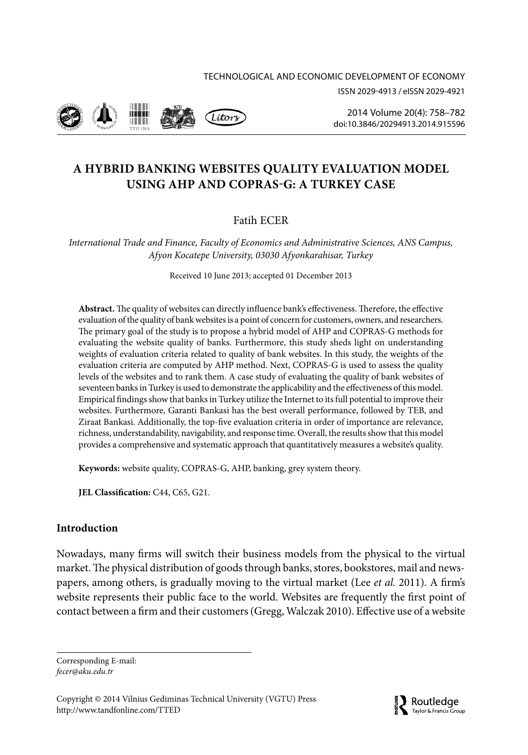# A HYBRID BANKING WEBSITES QUALITY EVALUATION MODEL USING AHP AND COPRAS-G: A TURKEY CASE

Fatih ECER

*International Trade and Finance, Faculty of Economics and Administrative Sciences, ANS Campus, Afyon Kocatepe University, 03030 Afyonkarahisar, Turkey*

Received 10 June 2013; accepted 01 December 2013

**Abstract.** The quality of websites can directly influence bank's effectiveness. Therefore, the effective evaluation of the quality of bank websites is a point of concern for customers, owners, and researchers. The primary goal of the study is to propose a hybrid model of AHP and COPRAS-G methods for evaluating the website quality of banks. Furthermore, this study sheds light on understanding weights of evaluation criteria related to quality of bank websites. In this study, the weights of the evaluation criteria are computed by AHP method. Next, COPRAS-G is used to assess the quality levels of the websites and to rank them. A case study of evaluating the quality of bank websites of seventeen banks in Turkey is used to demonstrate the applicability and the effectiveness of this model. Empirical findings show that banks in Turkey utilize the Internet to its full potential to improve their websites. Furthermore, Garanti Bankasi has the best overall performance, followed by TEB, and Ziraat Bankasi. Additionally, the top-five evaluation criteria in order of importance are relevance, richness, understandability, navigability, and response time. Overall, the results show that this model provides a comprehensive and systematic approach that quantitatively measures a website's quality.

**Keywords:** website quality, COPRAS-G, AHP, banking, grey system theory.

**JEL Classification:** C44, C65, G21.

## Introduction

Nowadays, many firms will switch their business models from the physical to the virtual market. The physical distribution of goods through banks, stores, bookstores, mail and newspapers, among others, is gradually moving to the virtual market (Lee *et al.* 2011). A firm's website represents their public face to the world. Websites are frequently the first point of contact between a firm and their customers (Gregg, Walczak 2010). Effective use of a website

---

Corresponding E-mail:
*fecer@aku.edu.tr*

Copyright © 2014 Vilnius Gediminas Technical University (VGTU) Press
http://www.tandfonline.com/TTED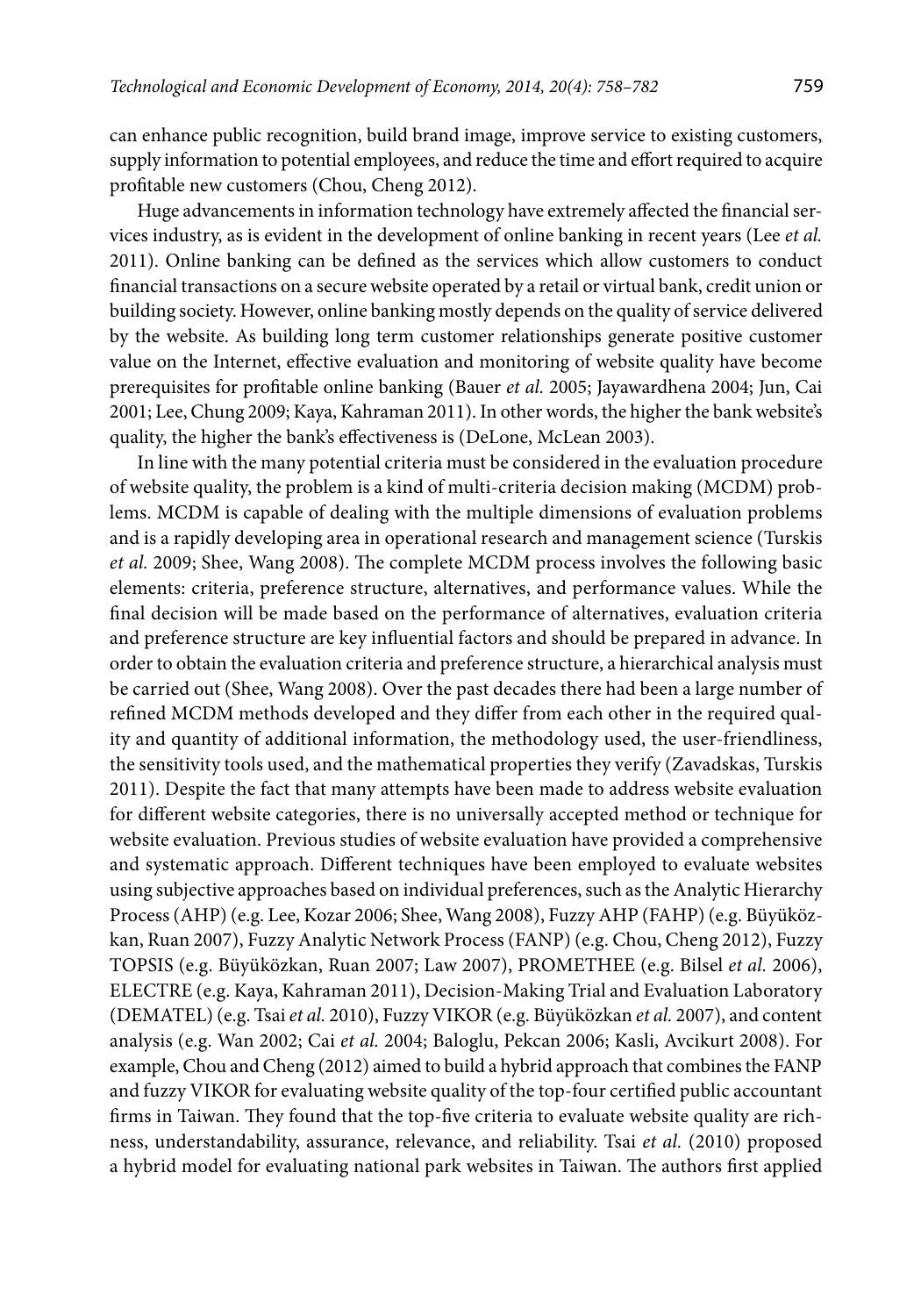can enhance public recognition, build brand image, improve service to existing customers, supply information to potential employees, and reduce the time and effort required to acquire profitable new customers (Chou, Cheng 2012).

Huge advancements in information technology have extremely affected the financial services industry, as is evident in the development of online banking in recent years (Lee *et al.* 2011). Online banking can be defined as the services which allow customers to conduct financial transactions on a secure website operated by a retail or virtual bank, credit union or building society. However, online banking mostly depends on the quality of service delivered by the website. As building long term customer relationships generate positive customer value on the Internet, effective evaluation and monitoring of website quality have become prerequisites for profitable online banking (Bauer *et al.* 2005; Jayawardhena 2004; Jun, Cai 2001; Lee, Chung 2009; Kaya, Kahraman 2011). In other words, the higher the bank website's quality, the higher the bank's effectiveness is (DeLone, McLean 2003).

In line with the many potential criteria must be considered in the evaluation procedure of website quality, the problem is a kind of multi-criteria decision making (MCDM) problems. MCDM is capable of dealing with the multiple dimensions of evaluation problems and is a rapidly developing area in operational research and management science (Turskis *et al.* 2009; Shee, Wang 2008). The complete MCDM process involves the following basic elements: criteria, preference structure, alternatives, and performance values. While the final decision will be made based on the performance of alternatives, evaluation criteria and preference structure are key influential factors and should be prepared in advance. In order to obtain the evaluation criteria and preference structure, a hierarchical analysis must be carried out (Shee, Wang 2008). Over the past decades there had been a large number of refined MCDM methods developed and they differ from each other in the required quality and quantity of additional information, the methodology used, the user-friendliness, the sensitivity tools used, and the mathematical properties they verify (Zavadskas, Turskis 2011). Despite the fact that many attempts have been made to address website evaluation for different website categories, there is no universally accepted method or technique for website evaluation. Previous studies of website evaluation have provided a comprehensive and systematic approach. Different techniques have been employed to evaluate websites using subjective approaches based on individual preferences, such as the Analytic Hierarchy Process (AHP) (e.g. Lee, Kozar 2006; Shee, Wang 2008), Fuzzy AHP (FAHP) (e.g. Büyüközkan, Ruan 2007), Fuzzy Analytic Network Process (FANP) (e.g. Chou, Cheng 2012), Fuzzy TOPSIS (e.g. Büyüközkan, Ruan 2007; Law 2007), PROMETHEE (e.g. Bilsel *et al.* 2006), ELECTRE (e.g. Kaya, Kahraman 2011), Decision-Making Trial and Evaluation Laboratory (DEMATEL) (e.g. Tsai *et al.* 2010), Fuzzy VIKOR (e.g. Büyüközkan *et al.* 2007), and content analysis (e.g. Wan 2002; Cai *et al.* 2004; Baloglu, Pekcan 2006; Kasli, Avcikurt 2008). For example, Chou and Cheng (2012) aimed to build a hybrid approach that combines the FANP and fuzzy VIKOR for evaluating website quality of the top-four certified public accountant firms in Taiwan. They found that the top-five criteria to evaluate website quality are richness, understandability, assurance, relevance, and reliability. Tsai *et al.* (2010) proposed a hybrid model for evaluating national park websites in Taiwan. The authors first applied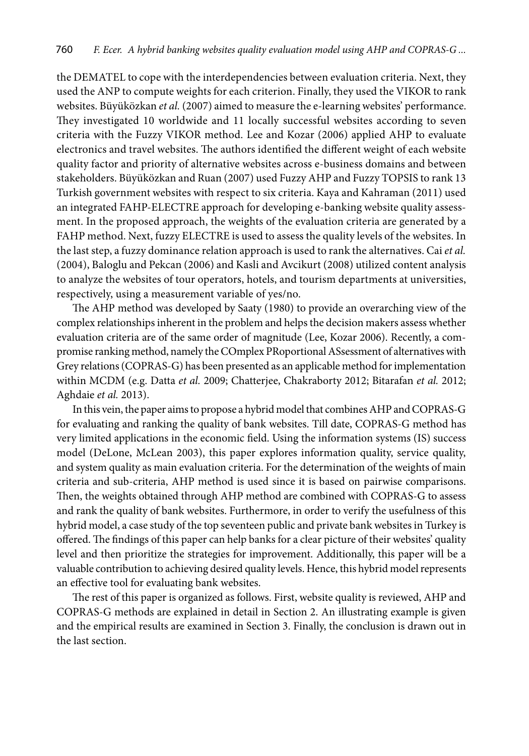the DEMATEL to cope with the interdependencies between evaluation criteria. Next, they used the ANP to compute weights for each criterion. Finally, they used the VIKOR to rank websites. Büyüközkan *et al.* (2007) aimed to measure the e-learning websites' performance. They investigated 10 worldwide and 11 locally successful websites according to seven criteria with the Fuzzy VIKOR method. Lee and Kozar (2006) applied AHP to evaluate electronics and travel websites. The authors identified the different weight of each website quality factor and priority of alternative websites across e-business domains and between stakeholders. Büyüközkan and Ruan (2007) used Fuzzy AHP and Fuzzy TOPSIS to rank 13 Turkish government websites with respect to six criteria. Kaya and Kahraman (2011) used an integrated FAHP-ELECTRE approach for developing e-banking website quality assessment. In the proposed approach, the weights of the evaluation criteria are generated by a FAHP method. Next, fuzzy ELECTRE is used to assess the quality levels of the websites. In the last step, a fuzzy dominance relation approach is used to rank the alternatives. Cai *et al.* (2004), Baloglu and Pekcan (2006) and Kasli and Avcikurt (2008) utilized content analysis to analyze the websites of tour operators, hotels, and tourism departments at universities, respectively, using a measurement variable of yes/no.

The AHP method was developed by Saaty (1980) to provide an overarching view of the complex relationships inherent in the problem and helps the decision makers assess whether evaluation criteria are of the same order of magnitude (Lee, Kozar 2006). Recently, a compromise ranking method, namely the COmplex PRoportional ASsessment of alternatives with Grey relations (COPRAS-G) has been presented as an applicable method for implementation within MCDM (e.g. Datta *et al.* 2009; Chatterjee, Chakraborty 2012; Bitarafan *et al.* 2012; Aghdaie *et al.* 2013).

In this vein, the paper aims to propose a hybrid model that combines AHP and COPRAS-G for evaluating and ranking the quality of bank websites. Till date, COPRAS-G method has very limited applications in the economic field. Using the information systems (IS) success model (DeLone, McLean 2003), this paper explores information quality, service quality, and system quality as main evaluation criteria. For the determination of the weights of main criteria and sub-criteria, AHP method is used since it is based on pairwise comparisons. Then, the weights obtained through AHP method are combined with COPRAS-G to assess and rank the quality of bank websites. Furthermore, in order to verify the usefulness of this hybrid model, a case study of the top seventeen public and private bank websites in Turkey is offered. The findings of this paper can help banks for a clear picture of their websites' quality level and then prioritize the strategies for improvement. Additionally, this paper will be a valuable contribution to achieving desired quality levels. Hence, this hybrid model represents an effective tool for evaluating bank websites.

The rest of this paper is organized as follows. First, website quality is reviewed, AHP and COPRAS-G methods are explained in detail in Section 2. An illustrating example is given and the empirical results are examined in Section 3. Finally, the conclusion is drawn out in the last section.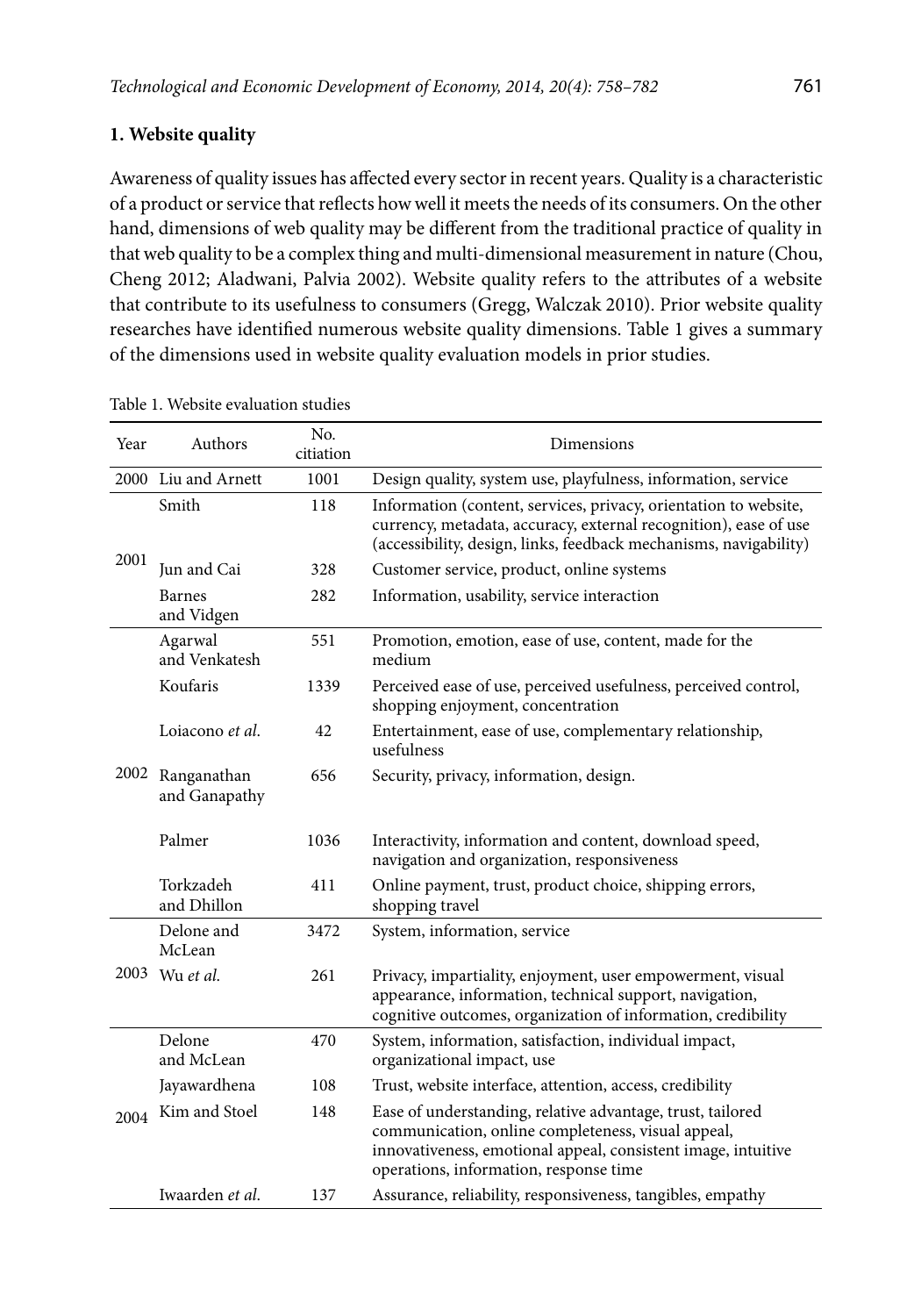## 1. Website quality

Awareness of quality issues has affected every sector in recent years. Quality is a characteristic of a product or service that reflects how well it meets the needs of its consumers. On the other hand, dimensions of web quality may be different from the traditional practice of quality in that web quality to be a complex thing and multi-dimensional measurement in nature (Chou, Cheng 2012; Aladwani, Palvia 2002). Website quality refers to the attributes of a website that contribute to its usefulness to consumers (Gregg, Walczak 2010). Prior website quality researches have identified numerous website quality dimensions. Table 1 gives a summary of the dimensions used in website quality evaluation models in prior studies.

Table 1. Website evaluation studies

| Year | Authors | No. citiation | Dimensions |
|---|---|---|---|
| 2000 | Liu and Arnett | 1001 | Design quality, system use, playfulness, information, service |
| 2001 | Smith | 118 | Information (content, services, privacy, orientation to website, currency, metadata, accuracy, external recognition), ease of use (accessibility, design, links, feedback mechanisms, navigability) |
| | Jun and Cai | 328 | Customer service, product, online systems |
| | Barnes and Vidgen | 282 | Information, usability, service interaction |
| 2002 | Agarwal and Venkatesh | 551 | Promotion, emotion, ease of use, content, made for the medium |
| | Koufaris | 1339 | Perceived ease of use, perceived usefulness, perceived control, shopping enjoyment, concentration |
| | Loiacono *et al.* | 42 | Entertainment, ease of use, complementary relationship, usefulness |
| | Ranganathan and Ganapathy | 656 | Security, privacy, information, design. |
| | Palmer | 1036 | Interactivity, information and content, download speed, navigation and organization, responsiveness |
| | Torkzadeh and Dhillon | 411 | Online payment, trust, product choice, shipping errors, shopping travel |
| 2003 | Delone and McLean | 3472 | System, information, service |
| | Wu *et al.* | 261 | Privacy, impartiality, enjoyment, user empowerment, visual appearance, information, technical support, navigation, cognitive outcomes, organization of information, credibility |
| 2004 | Delone and McLean | 470 | System, information, satisfaction, individual impact, organizational impact, use |
| | Jayawardhena | 108 | Trust, website interface, attention, access, credibility |
| | Kim and Stoel | 148 | Ease of understanding, relative advantage, trust, tailored communication, online completeness, visual appeal, innovativeness, emotional appeal, consistent image, intuitive operations, information, response time |
| | Iwaarden *et al.* | 137 | Assurance, reliability, responsiveness, tangibles, empathy |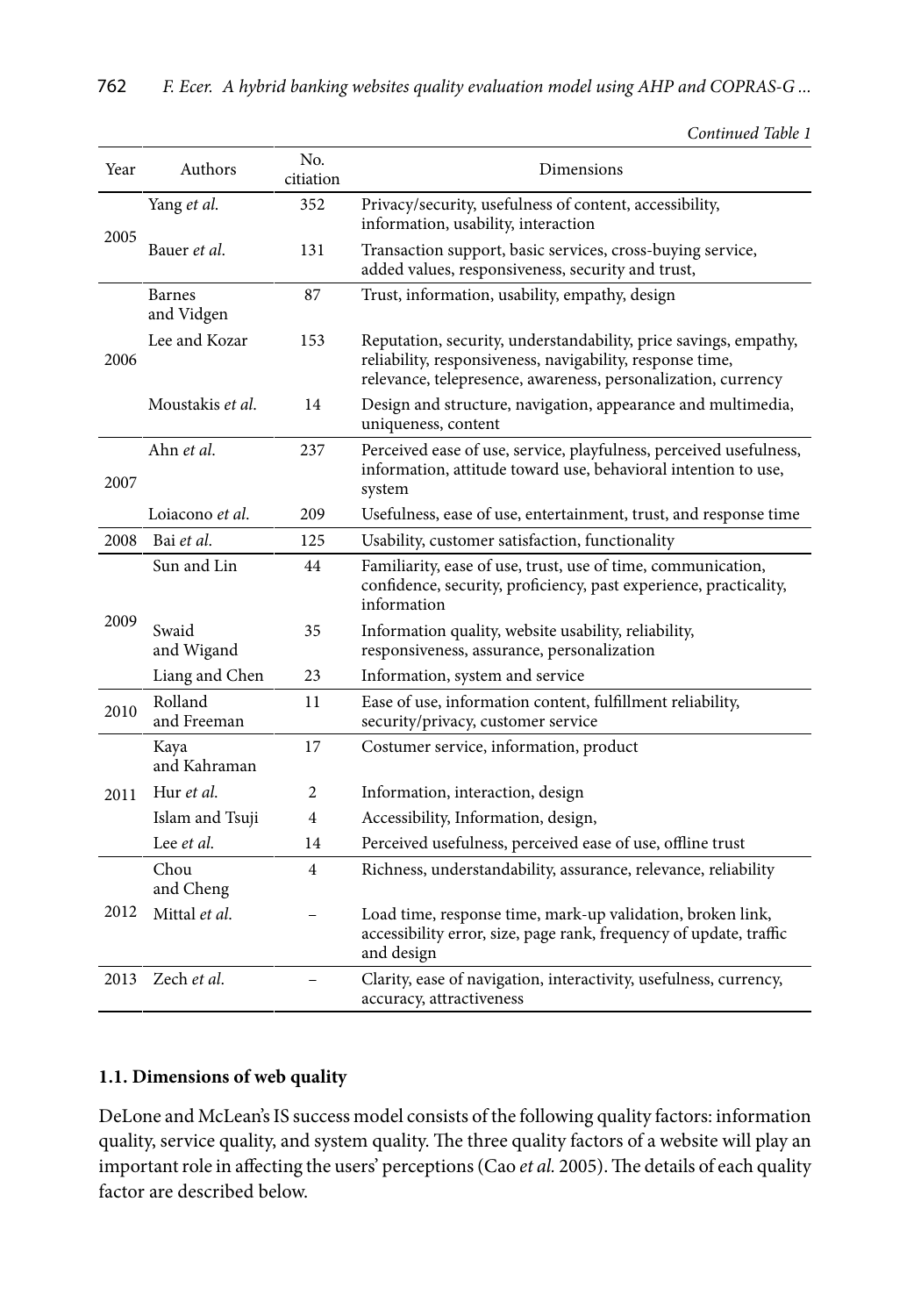*Continued Table 1*

| Year | Authors | No. citiation | Dimensions |
|---|---|---|---|
| 2005 | Yang *et al.* | 352 | Privacy/security, usefulness of content, accessibility, information, usability, interaction |
| | Bauer *et al.* | 131 | Transaction support, basic services, cross-buying service, added values, responsiveness, security and trust, |
| 2006 | Barnes and Vidgen | 87 | Trust, information, usability, empathy, design |
| | Lee and Kozar | 153 | Reputation, security, understandability, price savings, empathy, reliability, responsiveness, navigability, response time, relevance, telepresence, awareness, personalization, currency |
| | Moustakis *et al.* | 14 | Design and structure, navigation, appearance and multimedia, uniqueness, content |
| 2007 | Ahn *et al.* | 237 | Perceived ease of use, service, playfulness, perceived usefulness, information, attitude toward use, behavioral intention to use, system |
| | Loiacono *et al.* | 209 | Usefulness, ease of use, entertainment, trust, and response time |
| 2008 | Bai *et al.* | 125 | Usability, customer satisfaction, functionality |
| 2009 | Sun and Lin | 44 | Familiarity, ease of use, trust, use of time, communication, confidence, security, proficiency, past experience, practicality, information |
| | Swaid and Wigand | 35 | Information quality, website usability, reliability, responsiveness, assurance, personalization |
| | Liang and Chen | 23 | Information, system and service |
| 2010 | Rolland and Freeman | 11 | Ease of use, information content, fulfillment reliability, security/privacy, customer service |
| 2011 | Kaya and Kahraman | 17 | Costumer service, information, product |
| | Hur *et al.* | 2 | Information, interaction, design |
| | Islam and Tsuji | 4 | Accessibility, Information, design, |
| | Lee *et al.* | 14 | Perceived usefulness, perceived ease of use, offline trust |
| 2012 | Chou and Cheng | 4 | Richness, understandability, assurance, relevance, reliability |
| | Mittal *et al.* | – | Load time, response time, mark-up validation, broken link, accessibility error, size, page rank, frequency of update, traffic and design |
| 2013 | Zech *et al.* | – | Clarity, ease of navigation, interactivity, usefulness, currency, accuracy, attractiveness |

### 1.1. Dimensions of web quality

DeLone and McLean's IS success model consists of the following quality factors: information quality, service quality, and system quality. The three quality factors of a website will play an important role in affecting the users' perceptions (Cao *et al.* 2005). The details of each quality factor are described below.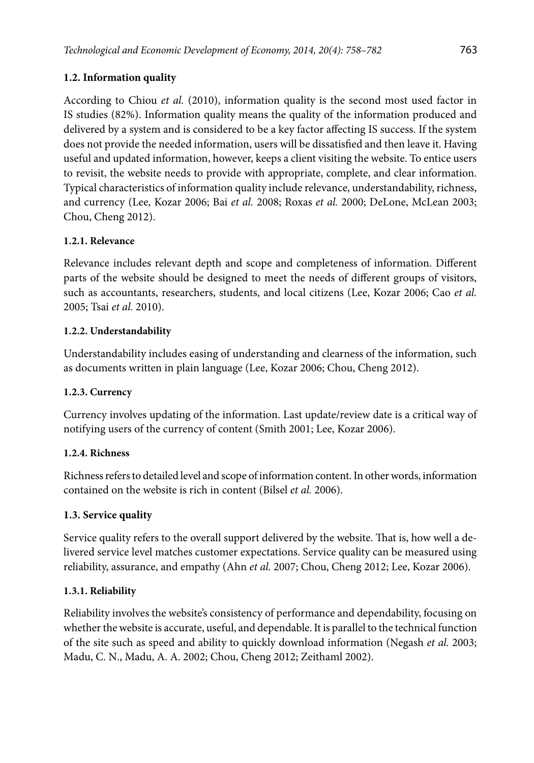### 1.2. Information quality

According to Chiou *et al.* (2010), information quality is the second most used factor in IS studies (82%). Information quality means the quality of the information produced and delivered by a system and is considered to be a key factor affecting IS success. If the system does not provide the needed information, users will be dissatisfied and then leave it. Having useful and updated information, however, keeps a client visiting the website. To entice users to revisit, the website needs to provide with appropriate, complete, and clear information. Typical characteristics of information quality include relevance, understandability, richness, and currency (Lee, Kozar 2006; Bai *et al.* 2008; Roxas *et al.* 2000; DeLone, McLean 2003; Chou, Cheng 2012).

#### 1.2.1. Relevance

Relevance includes relevant depth and scope and completeness of information. Different parts of the website should be designed to meet the needs of different groups of visitors, such as accountants, researchers, students, and local citizens (Lee, Kozar 2006; Cao *et al.* 2005; Tsai *et al.* 2010).

#### 1.2.2. Understandability

Understandability includes easing of understanding and clearness of the information, such as documents written in plain language (Lee, Kozar 2006; Chou, Cheng 2012).

#### 1.2.3. Currency

Currency involves updating of the information. Last update/review date is a critical way of notifying users of the currency of content (Smith 2001; Lee, Kozar 2006).

#### 1.2.4. Richness

Richness refers to detailed level and scope of information content. In other words, information contained on the website is rich in content (Bilsel *et al.* 2006).

### 1.3. Service quality

Service quality refers to the overall support delivered by the website. That is, how well a delivered service level matches customer expectations. Service quality can be measured using reliability, assurance, and empathy (Ahn *et al.* 2007; Chou, Cheng 2012; Lee, Kozar 2006).

#### 1.3.1. Reliability

Reliability involves the website's consistency of performance and dependability, focusing on whether the website is accurate, useful, and dependable. It is parallel to the technical function of the site such as speed and ability to quickly download information (Negash *et al.* 2003; Madu, C. N., Madu, A. A. 2002; Chou, Cheng 2012; Zeithaml 2002).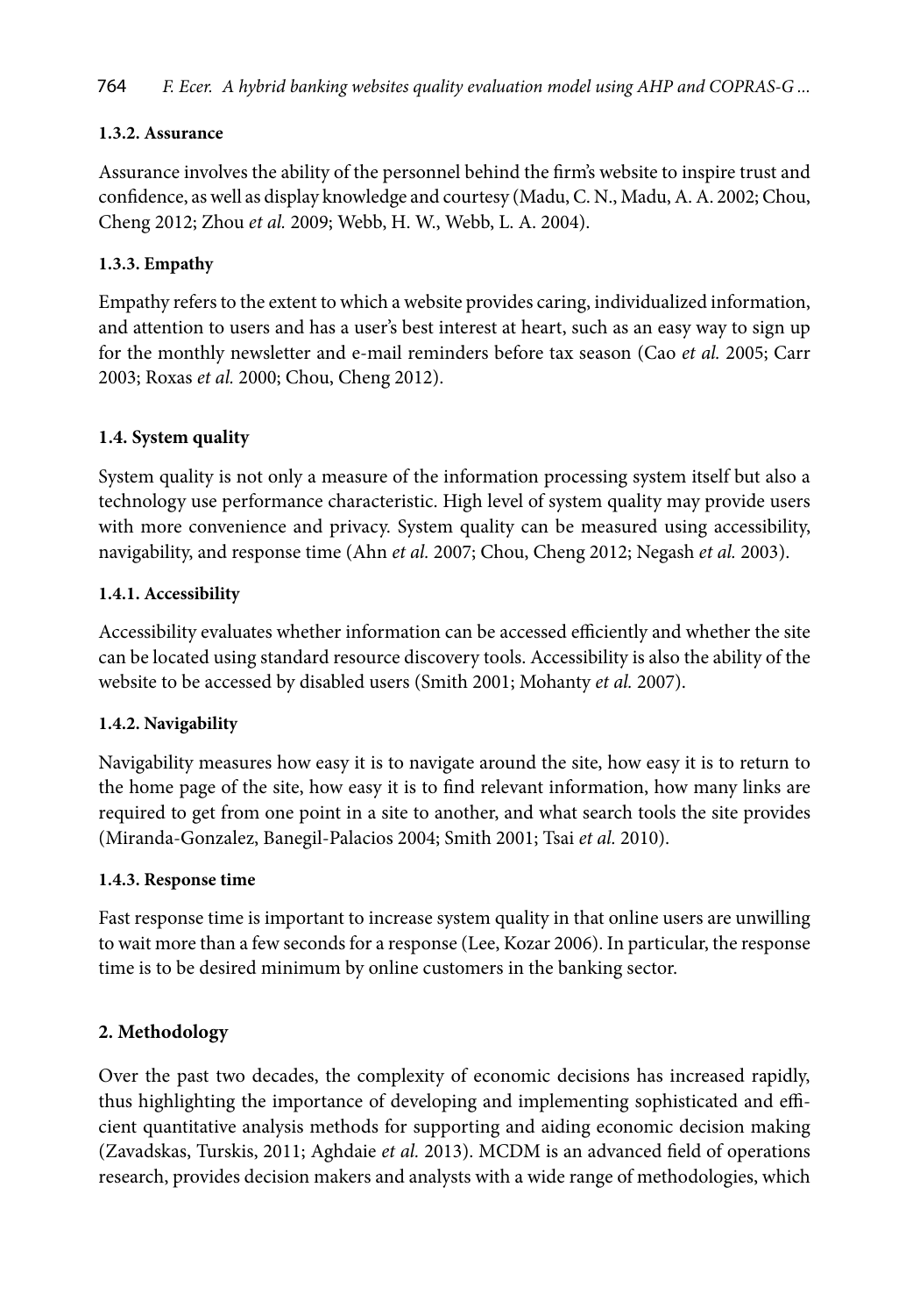#### 1.3.2. Assurance

Assurance involves the ability of the personnel behind the firm's website to inspire trust and confidence, as well as display knowledge and courtesy (Madu, C. N., Madu, A. A. 2002; Chou, Cheng 2012; Zhou *et al.* 2009; Webb, H. W., Webb, L. A. 2004).

#### 1.3.3. Empathy

Empathy refers to the extent to which a website provides caring, individualized information, and attention to users and has a user's best interest at heart, such as an easy way to sign up for the monthly newsletter and e-mail reminders before tax season (Cao *et al.* 2005; Carr 2003; Roxas *et al.* 2000; Chou, Cheng 2012).

### 1.4. System quality

System quality is not only a measure of the information processing system itself but also a technology use performance characteristic. High level of system quality may provide users with more convenience and privacy. System quality can be measured using accessibility, navigability, and response time (Ahn *et al.* 2007; Chou, Cheng 2012; Negash *et al.* 2003).

#### 1.4.1. Accessibility

Accessibility evaluates whether information can be accessed efficiently and whether the site can be located using standard resource discovery tools. Accessibility is also the ability of the website to be accessed by disabled users (Smith 2001; Mohanty *et al.* 2007).

#### 1.4.2. Navigability

Navigability measures how easy it is to navigate around the site, how easy it is to return to the home page of the site, how easy it is to find relevant information, how many links are required to get from one point in a site to another, and what search tools the site provides (Miranda-Gonzalez, Banegil-Palacios 2004; Smith 2001; Tsai *et al.* 2010).

#### 1.4.3. Response time

Fast response time is important to increase system quality in that online users are unwilling to wait more than a few seconds for a response (Lee, Kozar 2006). In particular, the response time is to be desired minimum by online customers in the banking sector.

## 2. Methodology

Over the past two decades, the complexity of economic decisions has increased rapidly, thus highlighting the importance of developing and implementing sophisticated and efficient quantitative analysis methods for supporting and aiding economic decision making (Zavadskas, Turskis, 2011; Aghdaie *et al.* 2013). MCDM is an advanced field of operations research, provides decision makers and analysts with a wide range of methodologies, which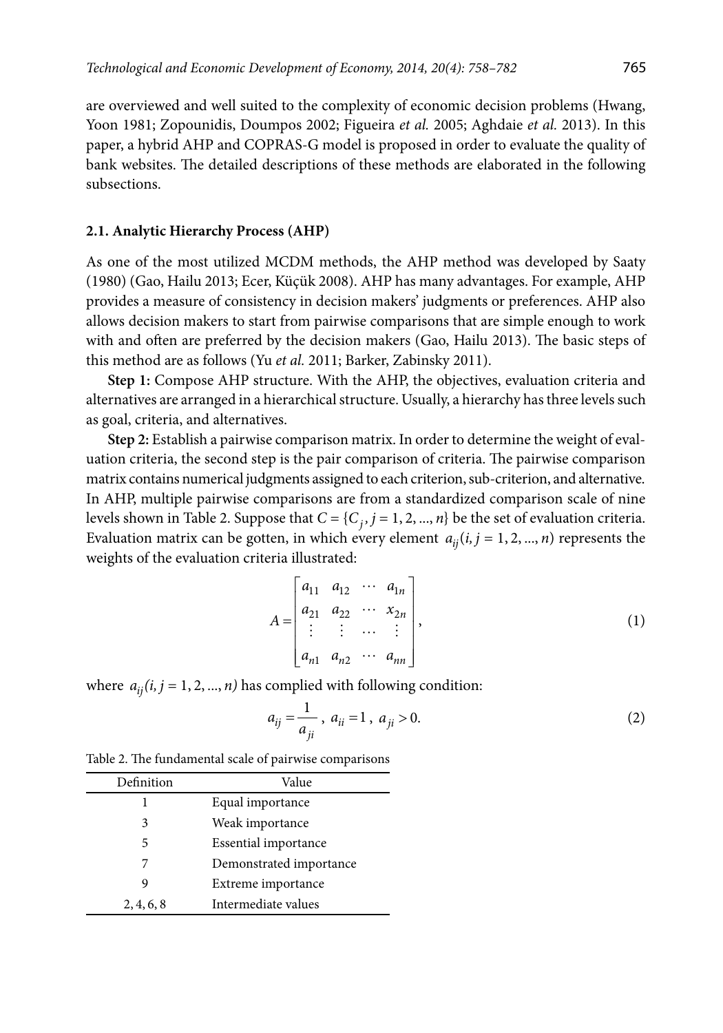are overviewed and well suited to the complexity of economic decision problems (Hwang, Yoon 1981; Zopounidis, Doumpos 2002; Figueira *et al.* 2005; Aghdaie *et al.* 2013). In this paper, a hybrid AHP and COPRAS-G model is proposed in order to evaluate the quality of bank websites. The detailed descriptions of these methods are elaborated in the following subsections.

### 2.1. Analytic Hierarchy Process (AHP)

As one of the most utilized MCDM methods, the AHP method was developed by Saaty (1980) (Gao, Hailu 2013; Ecer, Küçük 2008). AHP has many advantages. For example, AHP provides a measure of consistency in decision makers' judgments or preferences. AHP also allows decision makers to start from pairwise comparisons that are simple enough to work with and often are preferred by the decision makers (Gao, Hailu 2013). The basic steps of this method are as follows (Yu *et al.* 2011; Barker, Zabinsky 2011).

**Step 1:** Compose AHP structure. With the AHP, the objectives, evaluation criteria and alternatives are arranged in a hierarchical structure. Usually, a hierarchy has three levels such as goal, criteria, and alternatives.

**Step 2:** Establish a pairwise comparison matrix. In order to determine the weight of evaluation criteria, the second step is the pair comparison of criteria. The pairwise comparison matrix contains numerical judgments assigned to each criterion, sub-criterion, and alternative. In AHP, multiple pairwise comparisons are from a standardized comparison scale of nine levels shown in Table 2. Suppose that $C = \{C_j, j = 1, 2, ..., n\}$ be the set of evaluation criteria. Evaluation matrix can be gotten, in which every element $a_{ij}(i, j = 1, 2, ..., n)$ represents the weights of the evaluation criteria illustrated:

$$A = \begin{bmatrix} a_{11} & a_{12} & \cdots & a_{1n} \\ a_{21} & a_{22} & \cdots & x_{2n} \\ \vdots & \vdots & \cdots & \vdots \\ a_{n1} & a_{n2} & \cdots & a_{nn} \end{bmatrix}, \tag{1}$$

where $a_{ij}(i, j = 1, 2, ..., n)$ has complied with following condition:

$$a_{ij} = \frac{1}{a_{ji}}, \; a_{ii} = 1, \; a_{ji} > 0. \tag{2}$$

Table 2. The fundamental scale of pairwise comparisons

| Definition | Value |
|---|---|
| 1 | Equal importance |
| 3 | Weak importance |
| 5 | Essential importance |
| 7 | Demonstrated importance |
| 9 | Extreme importance |
| 2, 4, 6, 8 | Intermediate values |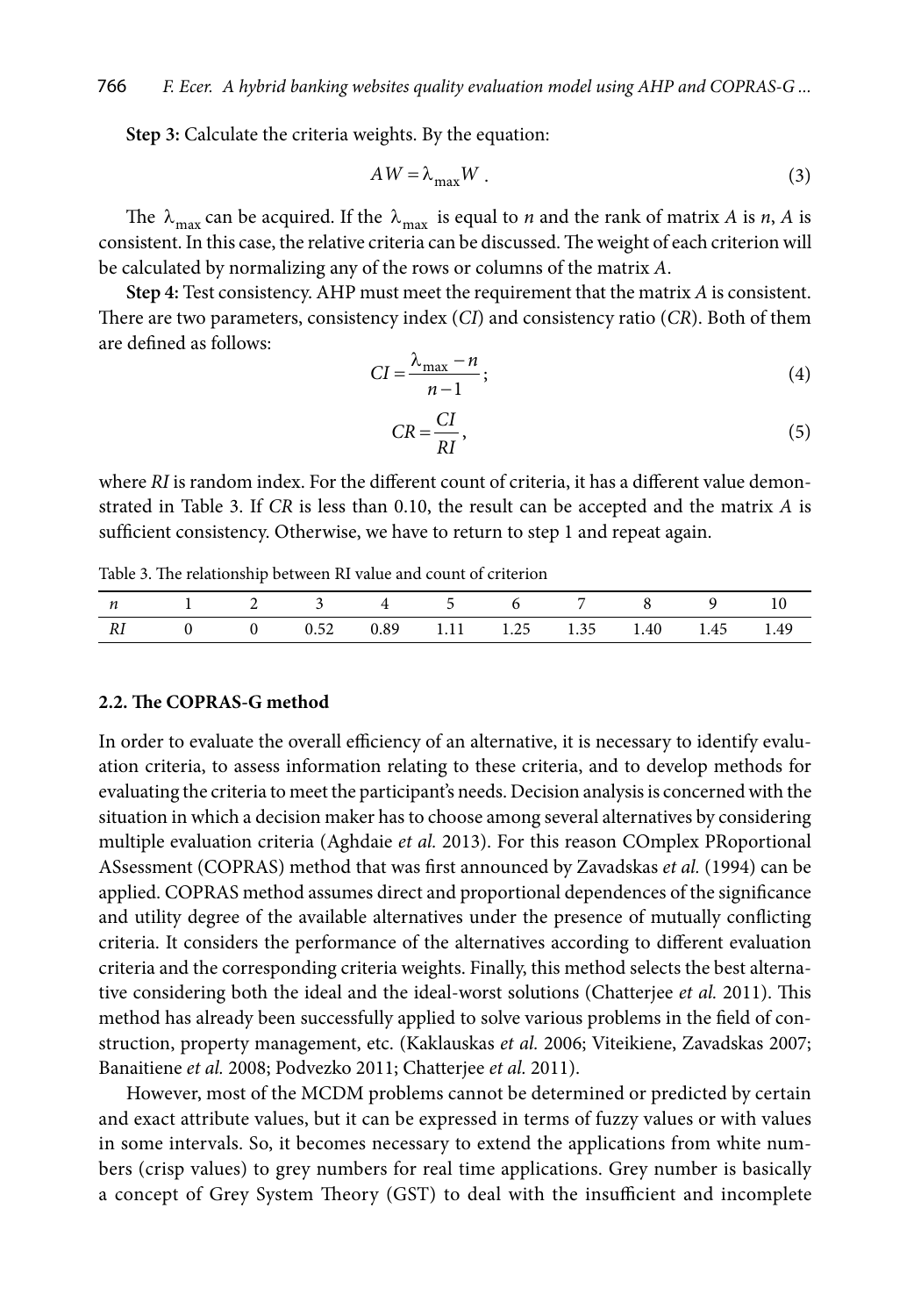**Step 3:** Calculate the criteria weights. By the equation:

$$AW = \lambda_{\max} W. \tag{3}$$

The $\lambda_{\max}$ can be acquired. If the $\lambda_{\max}$ is equal to *n* and the rank of matrix *A* is *n*, *A* is consistent. In this case, the relative criteria can be discussed. The weight of each criterion will be calculated by normalizing any of the rows or columns of the matrix *A*.

**Step 4:** Test consistency. AHP must meet the requirement that the matrix *A* is consistent. There are two parameters, consistency index (*CI*) and consistency ratio (*CR*). Both of them are defined as follows:

$$CI = \frac{\lambda_{\max} - n}{n-1}; \tag{4}$$

$$CR = \frac{CI}{RI}, \tag{5}$$

where *RI* is random index. For the different count of criteria, it has a different value demonstrated in Table 3. If *CR* is less than 0.10, the result can be accepted and the matrix *A* is sufficient consistency. Otherwise, we have to return to step 1 and repeat again.

Table 3. The relationship between RI value and count of criterion

| *n* | 1 | 2 | 3 | 4 | 5 | 6 | 7 | 8 | 9 | 10 |
|---|---|---|---|---|---|---|---|---|---|---|
| *RI* | 0 | 0 | 0.52 | 0.89 | 1.11 | 1.25 | 1.35 | 1.40 | 1.45 | 1.49 |

### 2.2. The COPRAS-G method

In order to evaluate the overall efficiency of an alternative, it is necessary to identify evaluation criteria, to assess information relating to these criteria, and to develop methods for evaluating the criteria to meet the participant's needs. Decision analysis is concerned with the situation in which a decision maker has to choose among several alternatives by considering multiple evaluation criteria (Aghdaie *et al.* 2013). For this reason COmplex PRoportional ASsessment (COPRAS) method that was first announced by Zavadskas *et al.* (1994) can be applied. COPRAS method assumes direct and proportional dependences of the significance and utility degree of the available alternatives under the presence of mutually conflicting criteria. It considers the performance of the alternatives according to different evaluation criteria and the corresponding criteria weights. Finally, this method selects the best alternative considering both the ideal and the ideal-worst solutions (Chatterjee *et al.* 2011). This method has already been successfully applied to solve various problems in the field of construction, property management, etc. (Kaklauskas *et al.* 2006; Viteikiene, Zavadskas 2007; Banaitiene *et al.* 2008; Podvezko 2011; Chatterjee *et al.* 2011).

However, most of the MCDM problems cannot be determined or predicted by certain and exact attribute values, but it can be expressed in terms of fuzzy values or with values in some intervals. So, it becomes necessary to extend the applications from white numbers (crisp values) to grey numbers for real time applications. Grey number is basically a concept of Grey System Theory (GST) to deal with the insufficient and incomplete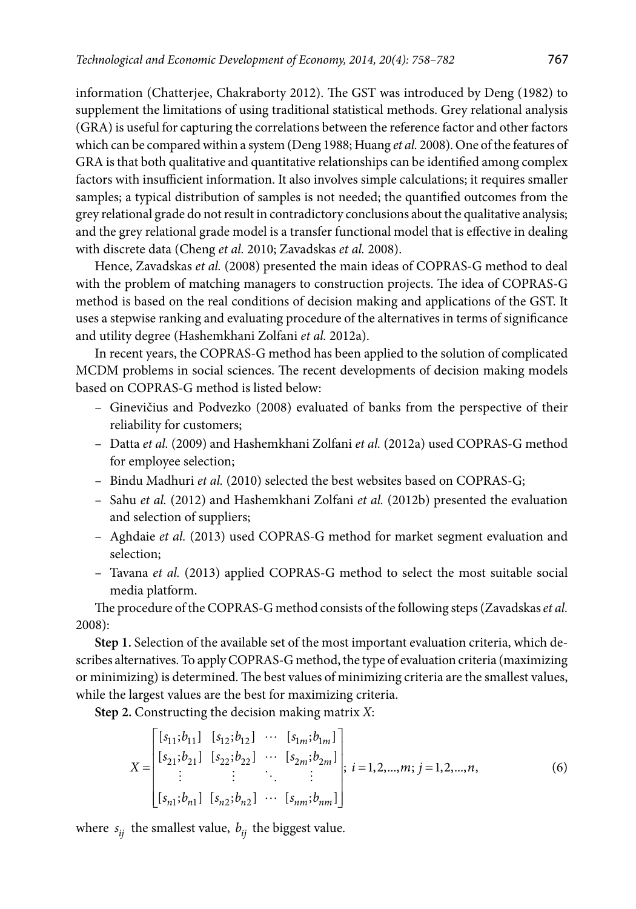information (Chatterjee, Chakraborty 2012). The GST was introduced by Deng (1982) to supplement the limitations of using traditional statistical methods. Grey relational analysis (GRA) is useful for capturing the correlations between the reference factor and other factors which can be compared within a system (Deng 1988; Huang *et al.* 2008). One of the features of GRA is that both qualitative and quantitative relationships can be identified among complex factors with insufficient information. It also involves simple calculations; it requires smaller samples; a typical distribution of samples is not needed; the quantified outcomes from the grey relational grade do not result in contradictory conclusions about the qualitative analysis; and the grey relational grade model is a transfer functional model that is effective in dealing with discrete data (Cheng *et al.* 2010; Zavadskas *et al.* 2008).

Hence, Zavadskas *et al.* (2008) presented the main ideas of COPRAS-G method to deal with the problem of matching managers to construction projects. The idea of COPRAS-G method is based on the real conditions of decision making and applications of the GST. It uses a stepwise ranking and evaluating procedure of the alternatives in terms of significance and utility degree (Hashemkhani Zolfani *et al.* 2012a).

In recent years, the COPRAS-G method has been applied to the solution of complicated MCDM problems in social sciences. The recent developments of decision making models based on COPRAS-G method is listed below:

- Ginevičius and Podvezko (2008) evaluated of banks from the perspective of their reliability for customers;
- Datta *et al.* (2009) and Hashemkhani Zolfani *et al.* (2012a) used COPRAS-G method for employee selection;
- Bindu Madhuri *et al.* (2010) selected the best websites based on COPRAS-G;
- Sahu *et al.* (2012) and Hashemkhani Zolfani *et al.* (2012b) presented the evaluation and selection of suppliers;
- Aghdaie *et al.* (2013) used COPRAS-G method for market segment evaluation and selection;
- Tavana *et al.* (2013) applied COPRAS-G method to select the most suitable social media platform.

The procedure of the COPRAS-G method consists of the following steps (Zavadskas *et al.* 2008):

**Step 1.** Selection of the available set of the most important evaluation criteria, which describes alternatives. To apply COPRAS-G method, the type of evaluation criteria (maximizing or minimizing) is determined. The best values of minimizing criteria are the smallest values, while the largest values are the best for maximizing criteria.

**Step 2.** Constructing the decision making matrix $X$:

$$X = \begin{bmatrix} [s_{11};b_{11}] & [s_{12};b_{12}] & \cdots & [s_{1m};b_{1m}] \\ [s_{21};b_{21}] & [s_{22};b_{22}] & \cdots & [s_{2m};b_{2m}] \\ \vdots & \vdots & \ddots & \vdots \\ [s_{n1};b_{n1}] & [s_{n2};b_{n2}] & \cdots & [s_{nm};b_{nm}] \end{bmatrix};\ i = 1,2,...,m;\ j = 1,2,...,n, \tag{6}$$

where $s_{ij}$ the smallest value, $b_{ij}$ the biggest value.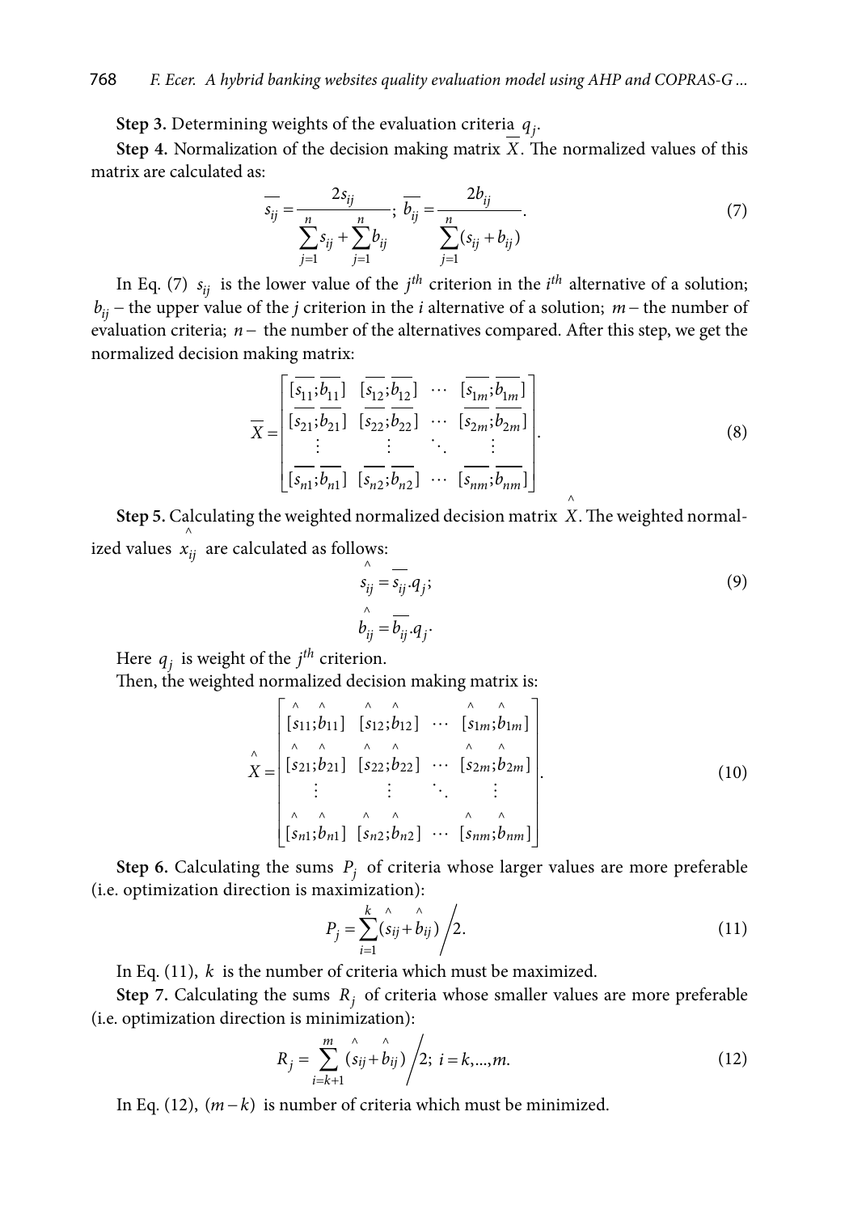**Step 3.** Determining weights of the evaluation criteria $q_j$.

**Step 4.** Normalization of the decision making matrix $\overline{X}$. The normalized values of this matrix are calculated as:

$$\overline{s_{ij}} = \frac{2s_{ij}}{\sum_{j=1}^{n} s_{ij} + \sum_{j=1}^{n} b_{ij}}; \; \overline{b_{ij}} = \frac{2b_{ij}}{\sum_{j=1}^{n} (s_{ij} + b_{ij})}. \tag{7}$$

In Eq. (7) $s_{ij}$ is the lower value of the $j^{th}$ criterion in the $i^{th}$ alternative of a solution; $b_{ij}$ – the upper value of the $j$ criterion in the $i$ alternative of a solution; $m$ – the number of evaluation criteria; $n$ – the number of the alternatives compared. After this step, we get the normalized decision making matrix:

$$\overline{X} = \begin{bmatrix} [\overline{s_{11}};\overline{b_{11}}] & [\overline{s_{12}};\overline{b_{12}}] & \cdots & [\overline{s_{1m}};\overline{b_{1m}}] \\ [\overline{s_{21}};\overline{b_{21}}] & [\overline{s_{22}};\overline{b_{22}}] & \cdots & [\overline{s_{2m}};\overline{b_{2m}}] \\ \vdots & \vdots & \ddots & \vdots \\ [\overline{s_{n1}};\overline{b_{n1}}] & [\overline{s_{n2}};\overline{b_{n2}}] & \cdots & [\overline{s_{nm}};\overline{b_{nm}}] \end{bmatrix}. \tag{8}$$

**Step 5.** Calculating the weighted normalized decision matrix $\hat{X}$. The weighted normalized values $\hat{x}_{ij}$ are calculated as follows:

$$\hat{s}_{ij} = \overline{s_{ij}}.q_j; \qquad \hat{b}_{ij} = \overline{b_{ij}}.q_j. \tag{9}$$

Here $q_j$ is weight of the $j^{th}$ criterion.

Then, the weighted normalized decision making matrix is:

$$\hat{X} = \begin{bmatrix} [\hat{s}_{11};\hat{b}_{11}] & [\hat{s}_{12};\hat{b}_{12}] & \cdots & [\hat{s}_{1m};\hat{b}_{1m}] \\ [\hat{s}_{21};\hat{b}_{21}] & [\hat{s}_{22};\hat{b}_{22}] & \cdots & [\hat{s}_{2m};\hat{b}_{2m}] \\ \vdots & \vdots & \ddots & \vdots \\ [\hat{s}_{n1};\hat{b}_{n1}] & [\hat{s}_{n2};\hat{b}_{n2}] & \cdots & [\hat{s}_{nm};\hat{b}_{nm}] \end{bmatrix}. \tag{10}$$

**Step 6.** Calculating the sums $P_j$ of criteria whose larger values are more preferable (i.e. optimization direction is maximization):

$$P_j = \sum_{i=1}^{k} (\hat{s}_{ij} + \hat{b}_{ij}) \Big/ 2. \tag{11}$$

In Eq. (11), $k$ is the number of criteria which must be maximized.

**Step 7.** Calculating the sums $R_j$ of criteria whose smaller values are more preferable (i.e. optimization direction is minimization):

$$R_j = \sum_{i=k+1}^{m} (\hat{s}_{ij} + \hat{b}_{ij}) \Big/ 2; \; i = k,...,m. \tag{12}$$

In Eq. (12), $(m-k)$ is number of criteria which must be minimized.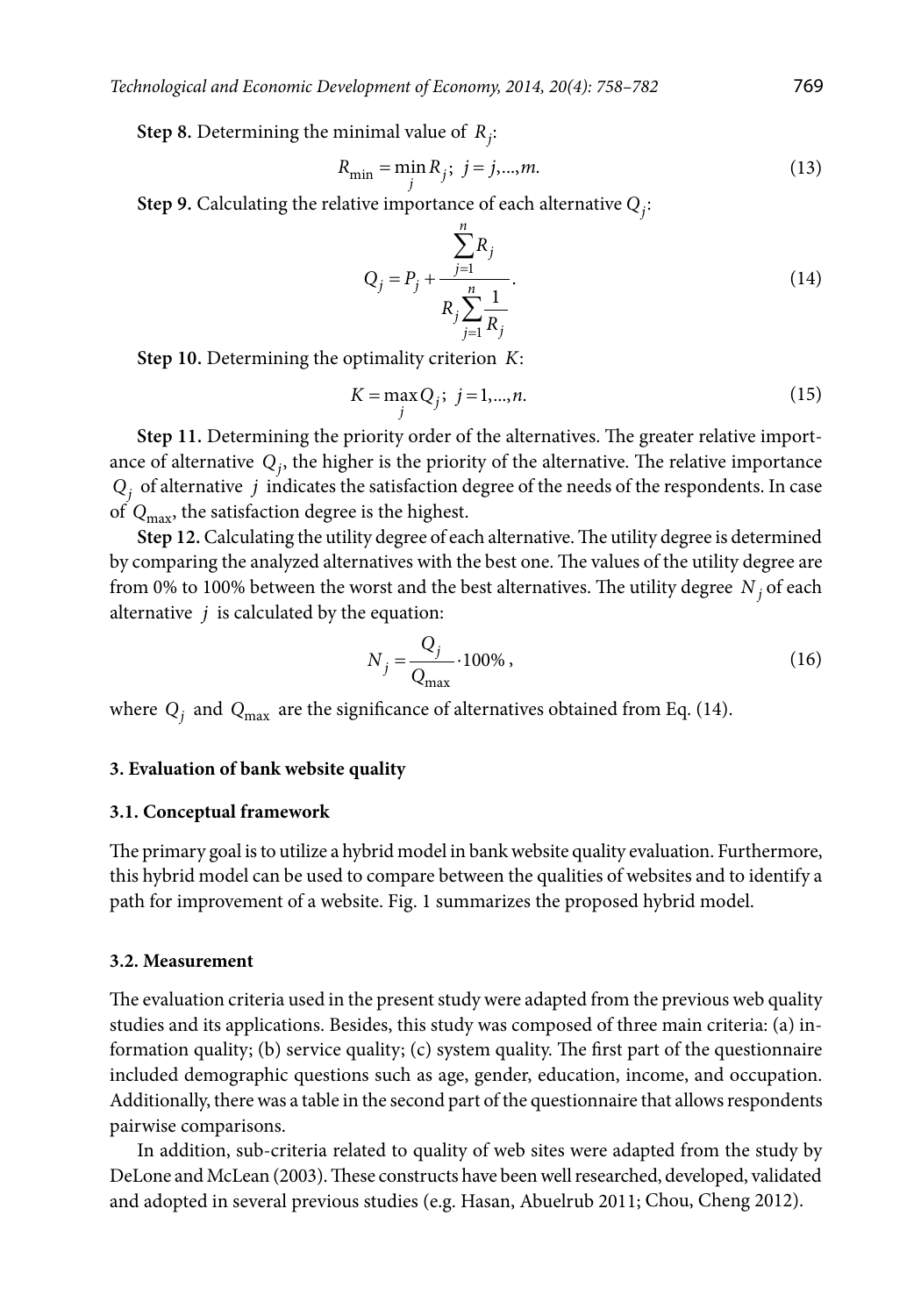**Step 8.** Determining the minimal value of $R_j$:

$$R_{\min} = \min_j R_j; \; j = j,...,m. \tag{13}$$

**Step 9.** Calculating the relative importance of each alternative $Q_j$:

$$Q_j = P_j + \frac{\sum_{j=1}^{n} R_j}{R_j \sum_{j=1}^{n} \frac{1}{R_j}}. \tag{14}$$

**Step 10.** Determining the optimality criterion $K$:

$$K = \max_j Q_j; \; j = 1,...,n. \tag{15}$$

**Step 11.** Determining the priority order of the alternatives. The greater relative importance of alternative $Q_j$, the higher is the priority of the alternative. The relative importance $Q_j$ of alternative $j$ indicates the satisfaction degree of the needs of the respondents. In case of $Q_{\max}$, the satisfaction degree is the highest.

**Step 12.** Calculating the utility degree of each alternative. The utility degree is determined by comparing the analyzed alternatives with the best one. The values of the utility degree are from 0% to 100% between the worst and the best alternatives. The utility degree $N_j$ of each alternative $j$ is calculated by the equation:

$$N_j = \frac{Q_j}{Q_{\max}} \cdot 100\%, \tag{16}$$

where $Q_j$ and $Q_{\max}$ are the significance of alternatives obtained from Eq. (14).

## 3. Evaluation of bank website quality

### 3.1. Conceptual framework

The primary goal is to utilize a hybrid model in bank website quality evaluation. Furthermore, this hybrid model can be used to compare between the qualities of websites and to identify a path for improvement of a website. Fig. 1 summarizes the proposed hybrid model.

### 3.2. Measurement

The evaluation criteria used in the present study were adapted from the previous web quality studies and its applications. Besides, this study was composed of three main criteria: (a) information quality; (b) service quality; (c) system quality. The first part of the questionnaire included demographic questions such as age, gender, education, income, and occupation. Additionally, there was a table in the second part of the questionnaire that allows respondents pairwise comparisons.

In addition, sub-criteria related to quality of web sites were adapted from the study by DeLone and McLean (2003). These constructs have been well researched, developed, validated and adopted in several previous studies (e.g. Hasan, Abuelrub 2011; Chou, Cheng 2012).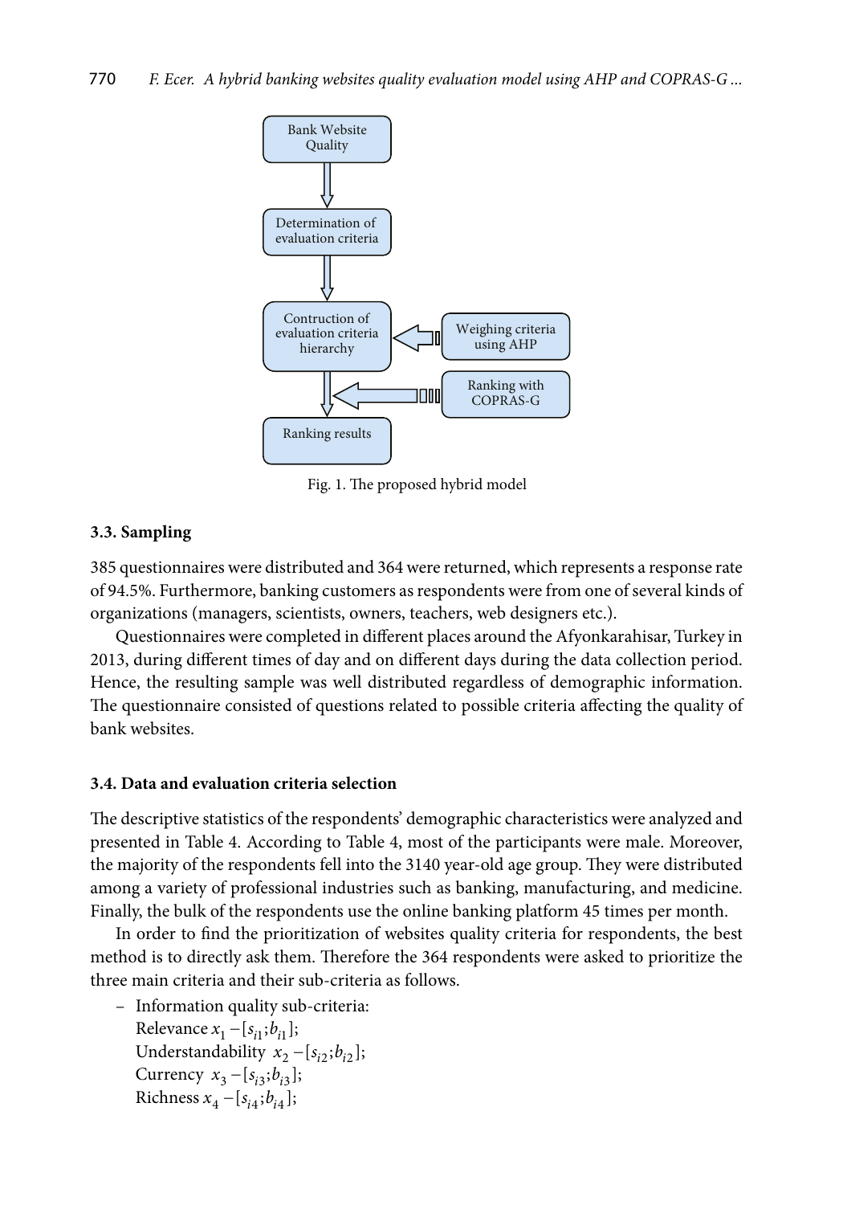Fig. 1. The proposed hybrid model

### 3.3. Sampling

385 questionnaires were distributed and 364 were returned, which represents a response rate of 94.5%. Furthermore, banking customers as respondents were from one of several kinds of organizations (managers, scientists, owners, teachers, web designers etc.).

Questionnaires were completed in different places around the Afyonkarahisar, Turkey in 2013, during different times of day and on different days during the data collection period. Hence, the resulting sample was well distributed regardless of demographic information. The questionnaire consisted of questions related to possible criteria affecting the quality of bank websites.

### 3.4. Data and evaluation criteria selection

The descriptive statistics of the respondents' demographic characteristics were analyzed and presented in Table 4. According to Table 4, most of the participants were male. Moreover, the majority of the respondents fell into the 3140 year-old age group. They were distributed among a variety of professional industries such as banking, manufacturing, and medicine. Finally, the bulk of the respondents use the online banking platform 45 times per month.

In order to find the prioritization of websites quality criteria for respondents, the best method is to directly ask them. Therefore the 364 respondents were asked to prioritize the three main criteria and their sub-criteria as follows.

- Information quality sub-criteria:
  Relevance $x_1 - [s_{i1}; b_{i1}]$;
  Understandability $x_2 - [s_{i2}; b_{i2}]$;
  Currency $x_3 - [s_{i3}; b_{i3}]$;
  Richness $x_4 - [s_{i4}; b_{i4}]$;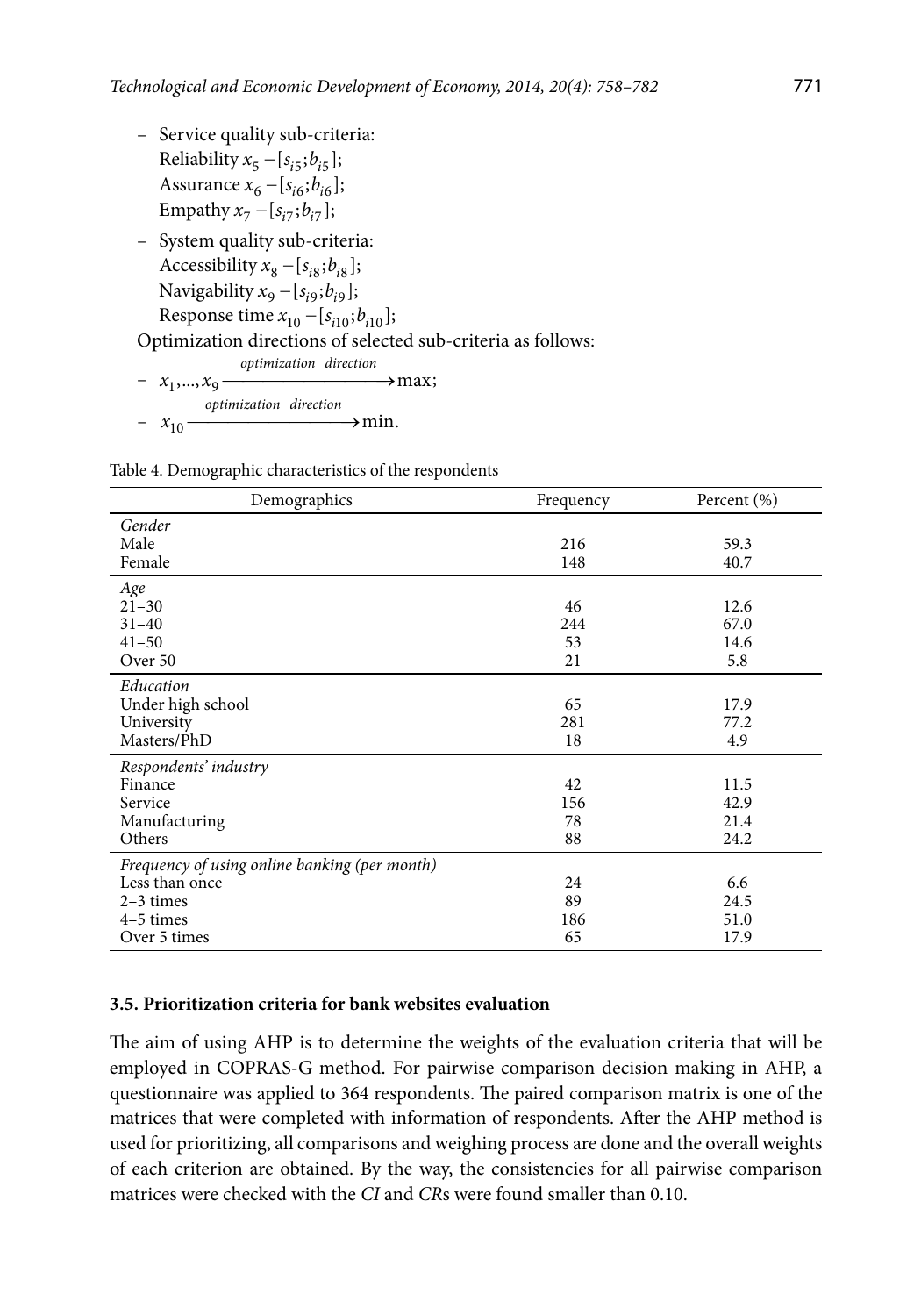- Service quality sub-criteria:
  Reliability $x_5 - [s_{i5}; b_{i5}]$;
  Assurance $x_6 - [s_{i6}; b_{i6}]$;
  Empathy $x_7 - [s_{i7}; b_{i7}]$;
- System quality sub-criteria:
  Accessibility $x_8 - [s_{i8}; b_{i8}]$;
  Navigability $x_9 - [s_{i9}; b_{i9}]$;
  Response time $x_{10} - [s_{i10}; b_{i10}]$;

Optimization directions of selected sub-criteria as follows:

- $x_1, ..., x_9 \xrightarrow{optimization \;\; direction} \max$;
- $x_{10} \xrightarrow{optimization \;\; direction} \min$.

Table 4. Demographic characteristics of the respondents

| Demographics | Frequency | Percent (%) |
|---|---|---|
| *Gender* | | |
| Male | 216 | 59.3 |
| Female | 148 | 40.7 |
| *Age* | | |
| 21–30 | 46 | 12.6 |
| 31–40 | 244 | 67.0 |
| 41–50 | 53 | 14.6 |
| Over 50 | 21 | 5.8 |
| *Education* | | |
| Under high school | 65 | 17.9 |
| University | 281 | 77.2 |
| Masters/PhD | 18 | 4.9 |
| *Respondents' industry* | | |
| Finance | 42 | 11.5 |
| Service | 156 | 42.9 |
| Manufacturing | 78 | 21.4 |
| Others | 88 | 24.2 |
| *Frequency of using online banking (per month)* | | |
| Less than once | 24 | 6.6 |
| 2–3 times | 89 | 24.5 |
| 4–5 times | 186 | 51.0 |
| Over 5 times | 65 | 17.9 |

### 3.5. Prioritization criteria for bank websites evaluation

The aim of using AHP is to determine the weights of the evaluation criteria that will be employed in COPRAS-G method. For pairwise comparison decision making in AHP, a questionnaire was applied to 364 respondents. The paired comparison matrix is one of the matrices that were completed with information of respondents. After the AHP method is used for prioritizing, all comparisons and weighing process are done and the overall weights of each criterion are obtained. By the way, the consistencies for all pairwise comparison matrices were checked with the *CI* and *CR*s were found smaller than 0.10.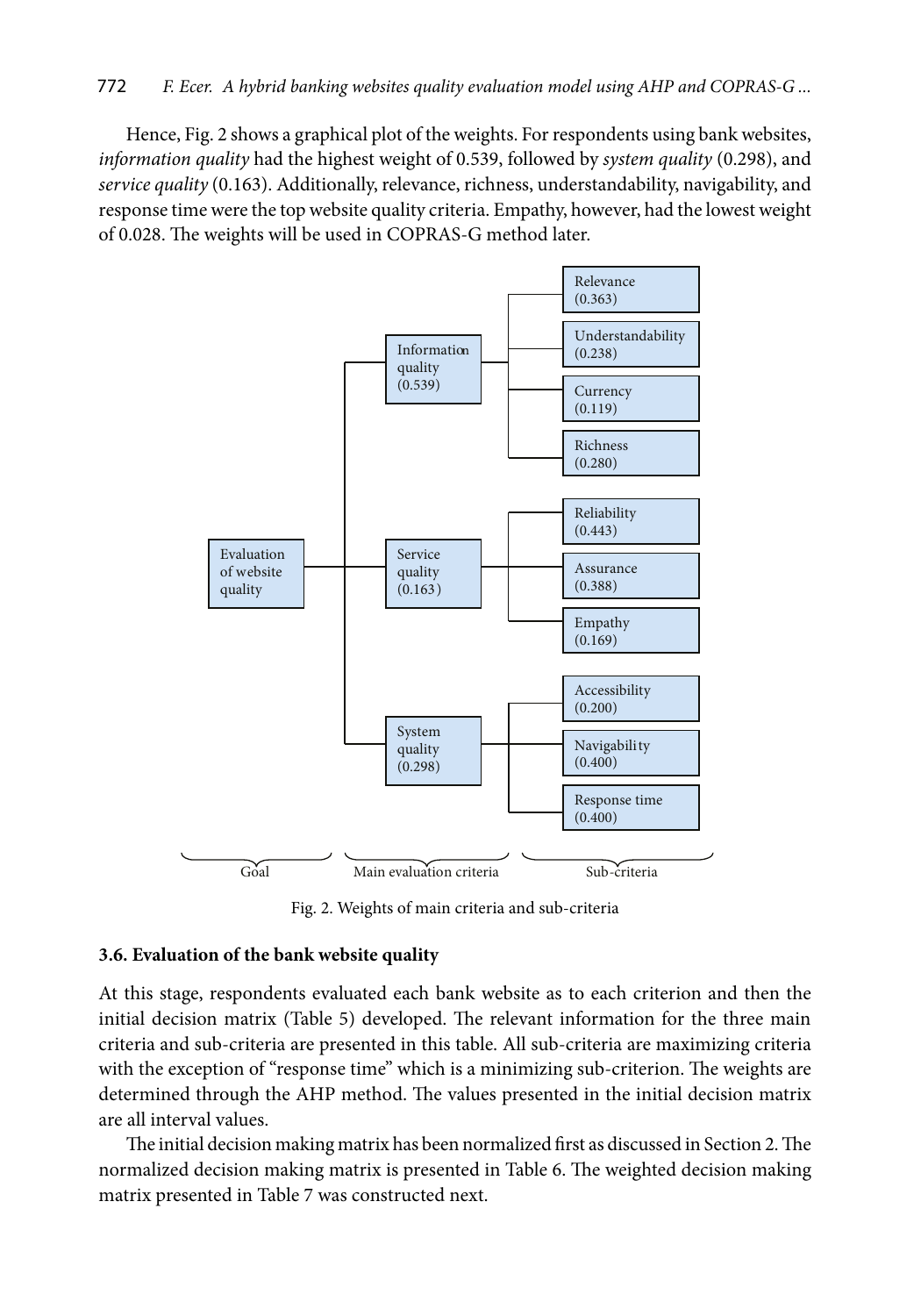Hence, Fig. 2 shows a graphical plot of the weights. For respondents using bank websites, *information quality* had the highest weight of 0.539, followed by *system quality* (0.298), and *service quality* (0.163). Additionally, relevance, richness, understandability, navigability, and response time were the top website quality criteria. Empathy, however, had the lowest weight of 0.028. The weights will be used in COPRAS-G method later.

- Goal: Evaluation of website quality
  - Main evaluation criteria: Information quality (0.539)
    - Sub-criteria: Relevance (0.363)
    - Sub-criteria: Understandability (0.238)
    - Sub-criteria: Currency (0.119)
    - Sub-criteria: Richness (0.280)
  - Main evaluation criteria: Service quality (0.163)
    - Sub-criteria: Reliability (0.443)
    - Sub-criteria: Assurance (0.388)
    - Sub-criteria: Empathy (0.169)
  - Main evaluation criteria: System quality (0.298)
    - Sub-criteria: Accessibility (0.200)
    - Sub-criteria: Navigability (0.400)
    - Sub-criteria: Response time (0.400)

Fig. 2. Weights of main criteria and sub-criteria

### 3.6. Evaluation of the bank website quality

At this stage, respondents evaluated each bank website as to each criterion and then the initial decision matrix (Table 5) developed. The relevant information for the three main criteria and sub-criteria are presented in this table. All sub-criteria are maximizing criteria with the exception of "response time" which is a minimizing sub-criterion. The weights are determined through the AHP method. The values presented in the initial decision matrix are all interval values.

The initial decision making matrix has been normalized first as discussed in Section 2. The normalized decision making matrix is presented in Table 6. The weighted decision making matrix presented in Table 7 was constructed next.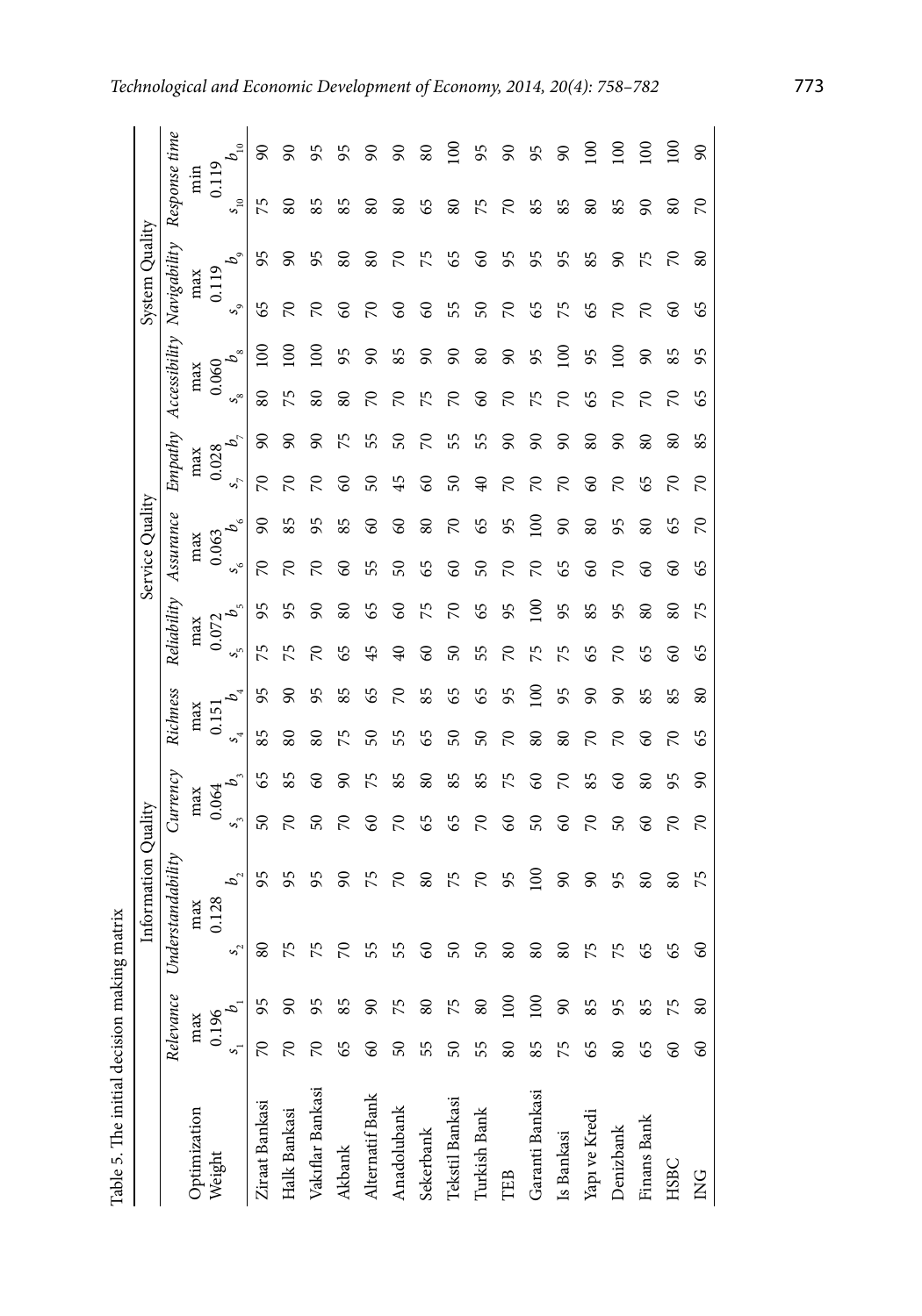Table 5. The initial decision making matrix

| | Information Quality | | | | | | Service Quality | | | | | | | | System Quality | | | | | |
|---|---|---|---|---|---|---|---|---|---|---|---|---|---|---|---|---|---|---|---|---|
| | Relevance | | Understandability | | Currency | | Richness | | Reliability | | Assurance | | Empathy | | Accessibility | | Navigability | | Response time | |
| Optimization | max | | max | | max | | max | | max | | max | | max | | max | | max | | min | |
| Weight | 0.196 | | 0.128 | | 0.064 | | 0.151 | | 0.072 | | 0.063 | | 0.028 | | 0.060 | | 0.119 | | 0.119 | |
| | $s_1$ | $b_1$ | $s_2$ | $b_2$ | $s_3$ | $b_3$ | $s_4$ | $b_4$ | $s_5$ | $b_5$ | $s_6$ | $b_6$ | $s_7$ | $b_7$ | $s_8$ | $b_8$ | $s_9$ | $b_9$ | $s_{10}$ | $b_{10}$ |
| Ziraat Bankasi | 70 | 95 | 80 | 95 | 50 | 65 | 85 | 95 | 75 | 95 | 70 | 90 | 70 | 90 | 80 | 100 | 65 | 95 | 75 | 90 |
| Halk Bankasi | 70 | 90 | 75 | 95 | 70 | 85 | 80 | 90 | 75 | 95 | 70 | 85 | 70 | 90 | 75 | 100 | 70 | 90 | 80 | 90 |
| Vakıflar Bankasi | 70 | 95 | 75 | 95 | 50 | 60 | 80 | 95 | 70 | 90 | 70 | 95 | 70 | 90 | 80 | 100 | 70 | 95 | 85 | 95 |
| Akbank | 65 | 85 | 70 | 90 | 70 | 90 | 75 | 85 | 65 | 80 | 60 | 85 | 60 | 75 | 80 | 95 | 60 | 80 | 85 | 95 |
| Alternatif Bank | 60 | 90 | 55 | 75 | 60 | 75 | 50 | 65 | 45 | 65 | 55 | 60 | 50 | 55 | 70 | 90 | 70 | 80 | 80 | 90 |
| Anadolubank | 50 | 75 | 55 | 70 | 70 | 85 | 55 | 70 | 40 | 60 | 50 | 60 | 45 | 50 | 70 | 85 | 60 | 70 | 80 | 90 |
| Sekerbank | 55 | 80 | 60 | 80 | 65 | 80 | 65 | 85 | 60 | 75 | 65 | 80 | 60 | 70 | 75 | 90 | 60 | 75 | 65 | 80 |
| Tekstil Bankasi | 50 | 75 | 50 | 75 | 65 | 85 | 50 | 65 | 50 | 70 | 60 | 70 | 50 | 55 | 70 | 90 | 55 | 65 | 80 | 100 |
| Turkish Bank | 55 | 80 | 50 | 70 | 70 | 85 | 50 | 65 | 55 | 65 | 50 | 65 | 40 | 55 | 60 | 80 | 50 | 60 | 75 | 95 |
| TEB | 80 | 100 | 80 | 95 | 60 | 75 | 70 | 95 | 70 | 95 | 70 | 95 | 70 | 90 | 70 | 90 | 70 | 95 | 70 | 90 |
| Garanti Bankasi | 85 | 100 | 80 | 100 | 50 | 60 | 80 | 100 | 75 | 100 | 70 | 100 | 70 | 90 | 75 | 95 | 65 | 95 | 85 | 95 |
| Is Bankasi | 75 | 90 | 80 | 90 | 60 | 70 | 80 | 95 | 75 | 95 | 65 | 90 | 70 | 90 | 70 | 100 | 75 | 95 | 85 | 90 |
| Yapı ve Kredi | 65 | 85 | 75 | 90 | 70 | 85 | 70 | 90 | 65 | 85 | 60 | 80 | 60 | 80 | 65 | 95 | 65 | 85 | 80 | 100 |
| Denizbank | 80 | 95 | 75 | 95 | 50 | 60 | 70 | 90 | 70 | 95 | 70 | 95 | 70 | 90 | 70 | 100 | 70 | 90 | 85 | 100 |
| Finans Bank | 65 | 85 | 65 | 80 | 60 | 80 | 60 | 85 | 65 | 80 | 60 | 80 | 65 | 80 | 70 | 90 | 70 | 75 | 90 | 100 |
| HSBC | 60 | 75 | 65 | 80 | 70 | 95 | 70 | 85 | 60 | 80 | 60 | 65 | 70 | 80 | 70 | 85 | 60 | 70 | 80 | 100 |
| ING | 60 | 80 | 60 | 75 | 70 | 90 | 65 | 80 | 65 | 75 | 65 | 70 | 70 | 85 | 65 | 95 | 65 | 80 | 70 | 90 |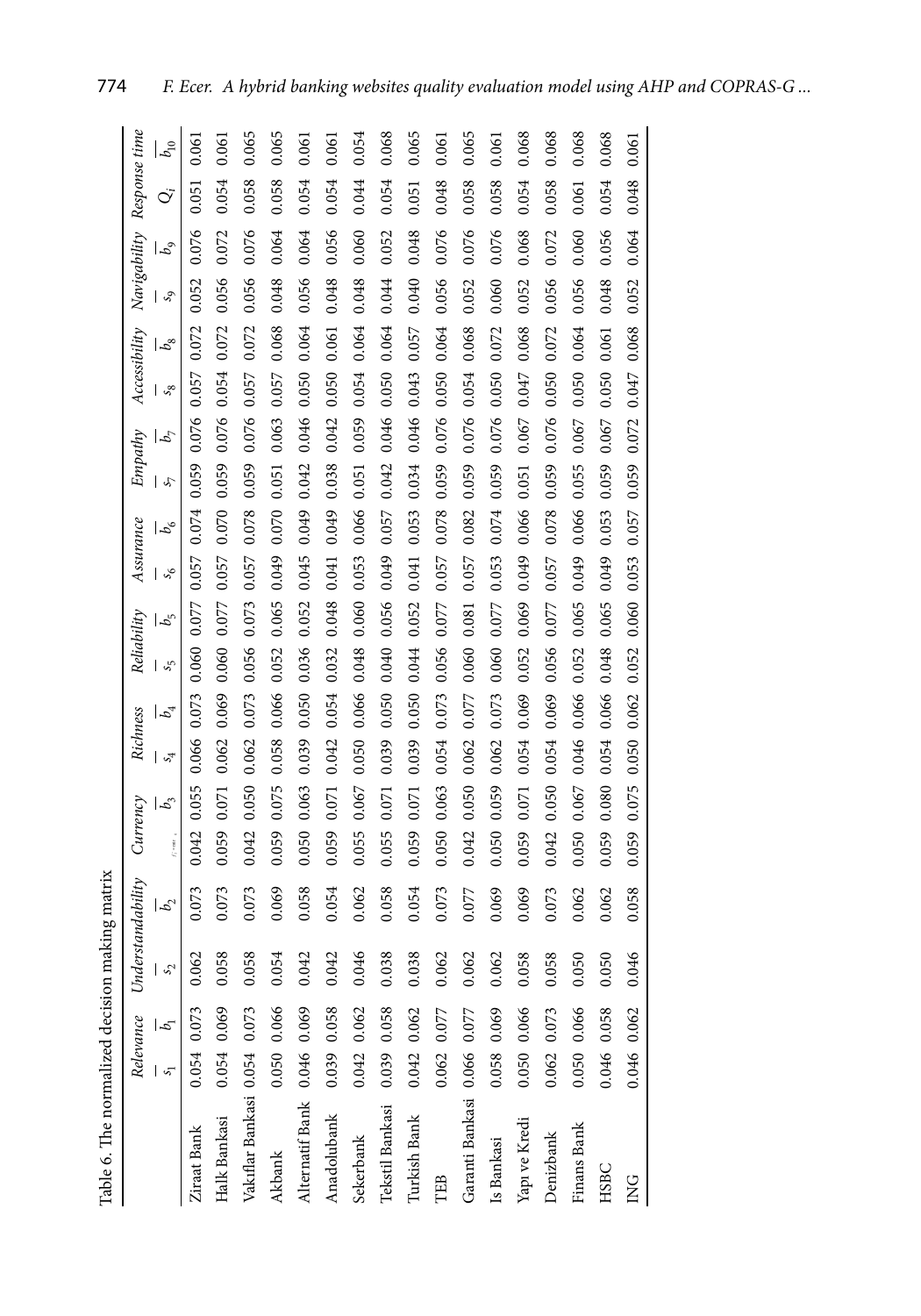Table 6. The normalized decision making matrix

| | Relevance | | Understandability | | Currency | | Richness | | Reliability | | Assurance | | Empathy | | Accessibility | | Navigability | | Response time | |
|---|---|---|---|---|---|---|---|---|---|---|---|---|---|---|---|---|---|---|---|---|
| | $\overline{s}_1$ | $\overline{b}_1$ | $\overline{s}_2$ | $\overline{b}_2$ | $\overline{s}_3$ | $\overline{b}_3$ | $\overline{s}_4$ | $\overline{b}_4$ | $\overline{s}_5$ | $\overline{b}_5$ | $\overline{s}_6$ | $\overline{b}_6$ | $\overline{s}_7$ | $\overline{b}_7$ | $\overline{s}_8$ | $\overline{b}_8$ | $\overline{s}_9$ | $\overline{b}_9$ | $Q_i$ | $\overline{b}_{10}$ |
| Ziraat Bank | 0.054 | 0.073 | 0.062 | 0.073 | 0.042 | 0.055 | 0.066 | 0.073 | 0.060 | 0.077 | 0.057 | 0.074 | 0.059 | 0.076 | 0.057 | 0.072 | 0.052 | 0.076 | 0.051 | 0.061 |
| Halk Bankasi | 0.054 | 0.069 | 0.058 | 0.073 | 0.059 | 0.071 | 0.062 | 0.069 | 0.060 | 0.077 | 0.057 | 0.070 | 0.059 | 0.076 | 0.054 | 0.072 | 0.056 | 0.072 | 0.054 | 0.061 |
| Vakıflar Bankasi | 0.054 | 0.073 | 0.058 | 0.073 | 0.042 | 0.050 | 0.062 | 0.073 | 0.056 | 0.073 | 0.057 | 0.078 | 0.059 | 0.076 | 0.057 | 0.072 | 0.056 | 0.076 | 0.058 | 0.065 |
| Akbank | 0.050 | 0.066 | 0.054 | 0.069 | 0.059 | 0.075 | 0.058 | 0.066 | 0.052 | 0.065 | 0.049 | 0.070 | 0.051 | 0.063 | 0.057 | 0.068 | 0.048 | 0.064 | 0.058 | 0.065 |
| Alternatif Bank | 0.046 | 0.069 | 0.042 | 0.058 | 0.050 | 0.063 | 0.039 | 0.050 | 0.036 | 0.052 | 0.045 | 0.049 | 0.042 | 0.046 | 0.050 | 0.064 | 0.056 | 0.064 | 0.054 | 0.061 |
| Anadolubank | 0.039 | 0.058 | 0.042 | 0.054 | 0.059 | 0.071 | 0.042 | 0.054 | 0.032 | 0.048 | 0.041 | 0.049 | 0.038 | 0.042 | 0.050 | 0.061 | 0.048 | 0.056 | 0.054 | 0.061 |
| Sekerbank | 0.042 | 0.062 | 0.046 | 0.062 | 0.055 | 0.067 | 0.050 | 0.066 | 0.048 | 0.060 | 0.053 | 0.066 | 0.051 | 0.059 | 0.054 | 0.064 | 0.048 | 0.060 | 0.044 | 0.054 |
| Tekstil Bankasi | 0.039 | 0.058 | 0.038 | 0.058 | 0.055 | 0.071 | 0.039 | 0.050 | 0.040 | 0.056 | 0.049 | 0.057 | 0.042 | 0.046 | 0.050 | 0.064 | 0.044 | 0.052 | 0.054 | 0.068 |
| Turkish Bank | 0.042 | 0.062 | 0.038 | 0.054 | 0.059 | 0.071 | 0.039 | 0.050 | 0.044 | 0.052 | 0.041 | 0.053 | 0.034 | 0.046 | 0.043 | 0.057 | 0.040 | 0.048 | 0.051 | 0.065 |
| TEB | 0.062 | 0.077 | 0.062 | 0.073 | 0.050 | 0.063 | 0.054 | 0.073 | 0.056 | 0.077 | 0.057 | 0.078 | 0.059 | 0.076 | 0.050 | 0.064 | 0.056 | 0.076 | 0.048 | 0.061 |
| Garanti Bankasi | 0.066 | 0.077 | 0.062 | 0.077 | 0.042 | 0.050 | 0.062 | 0.077 | 0.060 | 0.081 | 0.057 | 0.082 | 0.059 | 0.076 | 0.054 | 0.068 | 0.052 | 0.076 | 0.058 | 0.065 |
| Is Bankasi | 0.058 | 0.069 | 0.062 | 0.069 | 0.050 | 0.059 | 0.062 | 0.073 | 0.060 | 0.077 | 0.053 | 0.074 | 0.059 | 0.076 | 0.050 | 0.072 | 0.060 | 0.076 | 0.058 | 0.061 |
| Yapı ve Kredi | 0.050 | 0.066 | 0.058 | 0.069 | 0.059 | 0.071 | 0.054 | 0.069 | 0.052 | 0.069 | 0.049 | 0.066 | 0.051 | 0.067 | 0.047 | 0.068 | 0.052 | 0.068 | 0.054 | 0.068 |
| Denizbank | 0.062 | 0.073 | 0.058 | 0.073 | 0.042 | 0.050 | 0.054 | 0.069 | 0.056 | 0.077 | 0.057 | 0.078 | 0.059 | 0.076 | 0.050 | 0.072 | 0.056 | 0.072 | 0.058 | 0.068 |
| Finans Bank | 0.050 | 0.066 | 0.050 | 0.062 | 0.050 | 0.067 | 0.046 | 0.066 | 0.052 | 0.065 | 0.049 | 0.066 | 0.055 | 0.067 | 0.050 | 0.064 | 0.056 | 0.060 | 0.061 | 0.068 |
| HSBC | 0.046 | 0.058 | 0.050 | 0.062 | 0.059 | 0.080 | 0.054 | 0.066 | 0.048 | 0.065 | 0.049 | 0.053 | 0.059 | 0.067 | 0.050 | 0.061 | 0.048 | 0.056 | 0.054 | 0.068 |
| ING | 0.046 | 0.062 | 0.046 | 0.058 | 0.059 | 0.075 | 0.050 | 0.062 | 0.052 | 0.060 | 0.053 | 0.057 | 0.059 | 0.072 | 0.047 | 0.068 | 0.052 | 0.064 | 0.048 | 0.061 |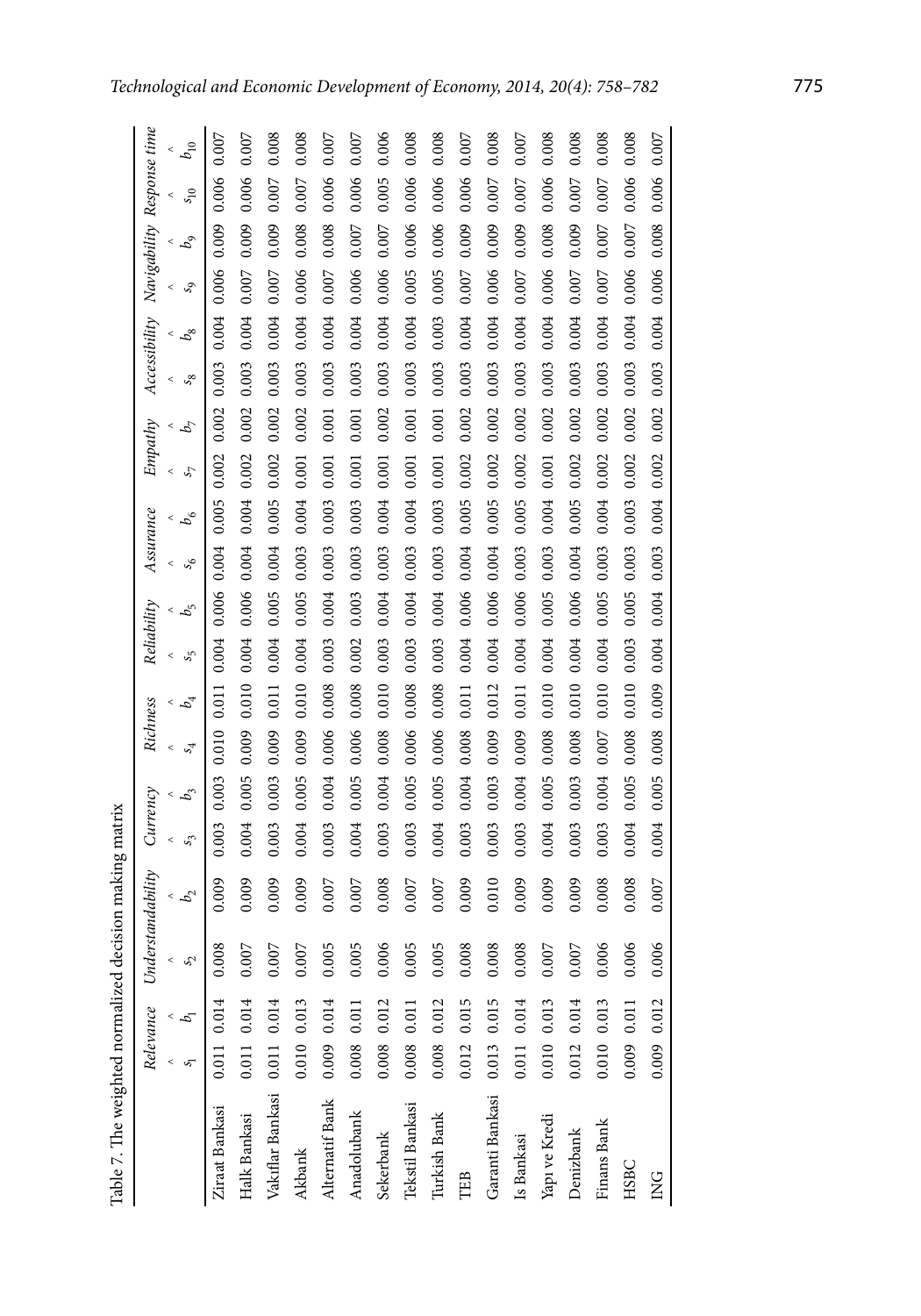Table 7. The weighted normalized decision making matrix

| | Relevance | | Understandability | | Currency | | Richness | | Reliability | | Assurance | | Empathy | | Accessibility | | Navigability | | Response time | |
|---|---|---|---|---|---|---|---|---|---|---|---|---|---|---|---|---|---|---|---|---|
| | $\hat{s}_1$ | $\hat{b}_1$ | $\hat{s}_2$ | $\hat{b}_2$ | $\hat{s}_3$ | $\hat{b}_3$ | $\hat{s}_4$ | $\hat{b}_4$ | $\hat{s}_5$ | $\hat{b}_5$ | $\hat{s}_6$ | $\hat{b}_6$ | $\hat{s}_7$ | $\hat{b}_7$ | $\hat{s}_8$ | $\hat{b}_8$ | $\hat{s}_9$ | $\hat{b}_9$ | $\hat{s}_{10}$ | $\hat{b}_{10}$ |
| Ziraat Bankasi | 0.011 | 0.014 | 0.008 | 0.009 | 0.003 | 0.003 | 0.010 | 0.011 | 0.004 | 0.006 | 0.004 | 0.005 | 0.002 | 0.002 | 0.003 | 0.004 | 0.006 | 0.009 | 0.006 | 0.007 |
| Halk Bankasi | 0.011 | 0.014 | 0.007 | 0.009 | 0.004 | 0.005 | 0.009 | 0.010 | 0.004 | 0.006 | 0.004 | 0.004 | 0.002 | 0.002 | 0.003 | 0.004 | 0.007 | 0.009 | 0.006 | 0.007 |
| Vakıflar Bankasi | 0.011 | 0.014 | 0.007 | 0.009 | 0.003 | 0.003 | 0.009 | 0.011 | 0.004 | 0.005 | 0.004 | 0.005 | 0.002 | 0.002 | 0.003 | 0.004 | 0.007 | 0.009 | 0.007 | 0.008 |
| Akbank | 0.010 | 0.013 | 0.007 | 0.009 | 0.004 | 0.005 | 0.009 | 0.010 | 0.004 | 0.005 | 0.003 | 0.004 | 0.001 | 0.002 | 0.003 | 0.004 | 0.006 | 0.008 | 0.007 | 0.008 |
| Alternatif Bank | 0.009 | 0.014 | 0.005 | 0.007 | 0.003 | 0.004 | 0.006 | 0.008 | 0.003 | 0.004 | 0.003 | 0.003 | 0.001 | 0.001 | 0.003 | 0.004 | 0.007 | 0.008 | 0.006 | 0.007 |
| Anadolubank | 0.008 | 0.011 | 0.005 | 0.007 | 0.004 | 0.005 | 0.006 | 0.008 | 0.002 | 0.003 | 0.003 | 0.003 | 0.001 | 0.001 | 0.003 | 0.004 | 0.006 | 0.007 | 0.006 | 0.007 |
| Sekerbank | 0.008 | 0.012 | 0.006 | 0.008 | 0.003 | 0.004 | 0.008 | 0.010 | 0.003 | 0.004 | 0.003 | 0.004 | 0.001 | 0.002 | 0.003 | 0.004 | 0.006 | 0.007 | 0.005 | 0.006 |
| Tekstil Bankasi | 0.008 | 0.011 | 0.005 | 0.007 | 0.003 | 0.005 | 0.006 | 0.008 | 0.003 | 0.004 | 0.003 | 0.004 | 0.001 | 0.001 | 0.003 | 0.004 | 0.005 | 0.006 | 0.006 | 0.008 |
| Turkish Bank | 0.008 | 0.012 | 0.005 | 0.007 | 0.004 | 0.005 | 0.006 | 0.008 | 0.003 | 0.004 | 0.003 | 0.003 | 0.001 | 0.001 | 0.003 | 0.003 | 0.005 | 0.006 | 0.006 | 0.008 |
| TEB | 0.012 | 0.015 | 0.008 | 0.009 | 0.003 | 0.004 | 0.008 | 0.011 | 0.004 | 0.006 | 0.004 | 0.005 | 0.002 | 0.002 | 0.003 | 0.004 | 0.007 | 0.009 | 0.006 | 0.007 |
| Garanti Bankasi | 0.013 | 0.015 | 0.008 | 0.010 | 0.003 | 0.003 | 0.009 | 0.012 | 0.004 | 0.006 | 0.004 | 0.005 | 0.002 | 0.002 | 0.003 | 0.004 | 0.006 | 0.009 | 0.007 | 0.008 |
| Is Bankasi | 0.011 | 0.014 | 0.008 | 0.009 | 0.003 | 0.004 | 0.009 | 0.011 | 0.004 | 0.006 | 0.003 | 0.005 | 0.002 | 0.002 | 0.003 | 0.004 | 0.007 | 0.009 | 0.007 | 0.007 |
| Yapı ve Kredi | 0.010 | 0.013 | 0.007 | 0.009 | 0.004 | 0.005 | 0.008 | 0.010 | 0.004 | 0.005 | 0.003 | 0.004 | 0.001 | 0.002 | 0.003 | 0.004 | 0.006 | 0.008 | 0.006 | 0.008 |
| Denizbank | 0.012 | 0.014 | 0.007 | 0.009 | 0.003 | 0.003 | 0.008 | 0.010 | 0.004 | 0.006 | 0.004 | 0.005 | 0.002 | 0.002 | 0.003 | 0.004 | 0.007 | 0.009 | 0.007 | 0.008 |
| Finans Bank | 0.010 | 0.013 | 0.006 | 0.008 | 0.003 | 0.004 | 0.007 | 0.010 | 0.004 | 0.005 | 0.003 | 0.004 | 0.002 | 0.002 | 0.003 | 0.004 | 0.007 | 0.007 | 0.007 | 0.008 |
| HSBC | 0.009 | 0.011 | 0.006 | 0.008 | 0.004 | 0.005 | 0.008 | 0.010 | 0.003 | 0.005 | 0.003 | 0.003 | 0.002 | 0.002 | 0.003 | 0.004 | 0.006 | 0.007 | 0.006 | 0.008 |
| ING | 0.009 | 0.012 | 0.006 | 0.007 | 0.004 | 0.005 | 0.008 | 0.009 | 0.004 | 0.004 | 0.003 | 0.004 | 0.002 | 0.002 | 0.003 | 0.004 | 0.006 | 0.008 | 0.006 | 0.007 |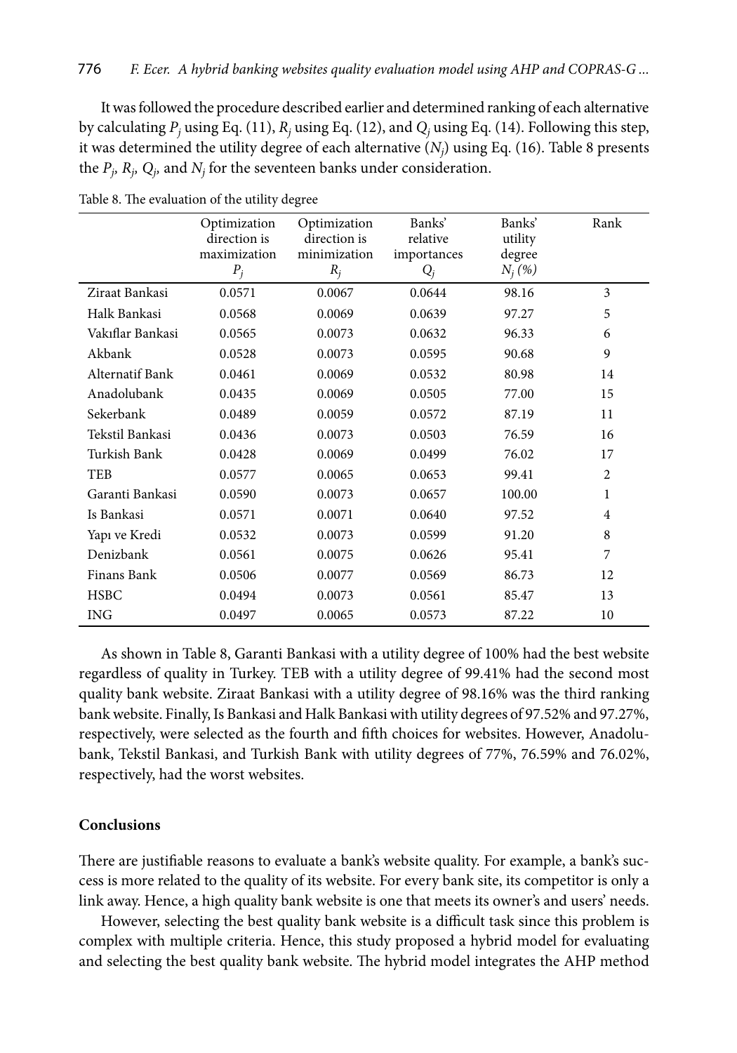It was followed the procedure described earlier and determined ranking of each alternative by calculating $P_j$ using Eq. (11), $R_j$ using Eq. (12), and $Q_j$ using Eq. (14). Following this step, it was determined the utility degree of each alternative ($N_j$) using Eq. (16). Table 8 presents the $P_j$, $R_j$, $Q_j$, and $N_j$ for the seventeen banks under consideration.

Table 8. The evaluation of the utility degree

| | Optimization direction is maximization $P_j$ | Optimization direction is minimization $R_j$ | Banks' relative importances $Q_j$ | Banks' utility degree $N_j$ (%) | Rank |
|---|---|---|---|---|---|
| Ziraat Bankasi | 0.0571 | 0.0067 | 0.0644 | 98.16 | 3 |
| Halk Bankasi | 0.0568 | 0.0069 | 0.0639 | 97.27 | 5 |
| Vakıflar Bankasi | 0.0565 | 0.0073 | 0.0632 | 96.33 | 6 |
| Akbank | 0.0528 | 0.0073 | 0.0595 | 90.68 | 9 |
| Alternatif Bank | 0.0461 | 0.0069 | 0.0532 | 80.98 | 14 |
| Anadolubank | 0.0435 | 0.0069 | 0.0505 | 77.00 | 15 |
| Sekerbank | 0.0489 | 0.0059 | 0.0572 | 87.19 | 11 |
| Tekstil Bankasi | 0.0436 | 0.0073 | 0.0503 | 76.59 | 16 |
| Turkish Bank | 0.0428 | 0.0069 | 0.0499 | 76.02 | 17 |
| TEB | 0.0577 | 0.0065 | 0.0653 | 99.41 | 2 |
| Garanti Bankasi | 0.0590 | 0.0073 | 0.0657 | 100.00 | 1 |
| Is Bankasi | 0.0571 | 0.0071 | 0.0640 | 97.52 | 4 |
| Yapı ve Kredi | 0.0532 | 0.0073 | 0.0599 | 91.20 | 8 |
| Denizbank | 0.0561 | 0.0075 | 0.0626 | 95.41 | 7 |
| Finans Bank | 0.0506 | 0.0077 | 0.0569 | 86.73 | 12 |
| HSBC | 0.0494 | 0.0073 | 0.0561 | 85.47 | 13 |
| ING | 0.0497 | 0.0065 | 0.0573 | 87.22 | 10 |

As shown in Table 8, Garanti Bankasi with a utility degree of 100% had the best website regardless of quality in Turkey. TEB with a utility degree of 99.41% had the second most quality bank website. Ziraat Bankasi with a utility degree of 98.16% was the third ranking bank website. Finally, Is Bankasi and Halk Bankasi with utility degrees of 97.52% and 97.27%, respectively, were selected as the fourth and fifth choices for websites. However, Anadolubank, Tekstil Bankasi, and Turkish Bank with utility degrees of 77%, 76.59% and 76.02%, respectively, had the worst websites.

## Conclusions

There are justifiable reasons to evaluate a bank's website quality. For example, a bank's success is more related to the quality of its website. For every bank site, its competitor is only a link away. Hence, a high quality bank website is one that meets its owner's and users' needs.

However, selecting the best quality bank website is a difficult task since this problem is complex with multiple criteria. Hence, this study proposed a hybrid model for evaluating and selecting the best quality bank website. The hybrid model integrates the AHP method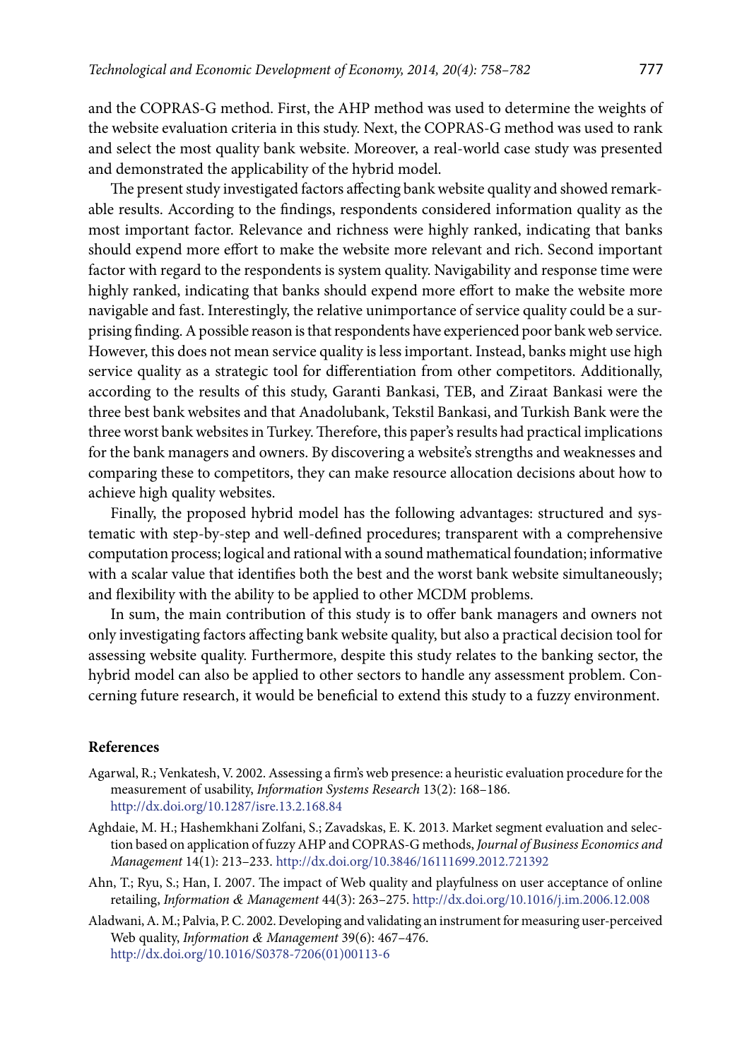and the COPRAS-G method. First, the AHP method was used to determine the weights of the website evaluation criteria in this study. Next, the COPRAS-G method was used to rank and select the most quality bank website. Moreover, a real-world case study was presented and demonstrated the applicability of the hybrid model.

The present study investigated factors affecting bank website quality and showed remarkable results. According to the findings, respondents considered information quality as the most important factor. Relevance and richness were highly ranked, indicating that banks should expend more effort to make the website more relevant and rich. Second important factor with regard to the respondents is system quality. Navigability and response time were highly ranked, indicating that banks should expend more effort to make the website more navigable and fast. Interestingly, the relative unimportance of service quality could be a surprising finding. A possible reason is that respondents have experienced poor bank web service. However, this does not mean service quality is less important. Instead, banks might use high service quality as a strategic tool for differentiation from other competitors. Additionally, according to the results of this study, Garanti Bankasi, TEB, and Ziraat Bankasi were the three best bank websites and that Anadolubank, Tekstil Bankasi, and Turkish Bank were the three worst bank websites in Turkey. Therefore, this paper's results had practical implications for the bank managers and owners. By discovering a website's strengths and weaknesses and comparing these to competitors, they can make resource allocation decisions about how to achieve high quality websites.

Finally, the proposed hybrid model has the following advantages: structured and systematic with step-by-step and well-defined procedures; transparent with a comprehensive computation process; logical and rational with a sound mathematical foundation; informative with a scalar value that identifies both the best and the worst bank website simultaneously; and flexibility with the ability to be applied to other MCDM problems.

In sum, the main contribution of this study is to offer bank managers and owners not only investigating factors affecting bank website quality, but also a practical decision tool for assessing website quality. Furthermore, despite this study relates to the banking sector, the hybrid model can also be applied to other sectors to handle any assessment problem. Concerning future research, it would be beneficial to extend this study to a fuzzy environment.

## References

Agarwal, R.; Venkatesh, V. 2002. Assessing a firm's web presence: a heuristic evaluation procedure for the measurement of usability, *Information Systems Research* 13(2): 168–186. http://dx.doi.org/10.1287/isre.13.2.168.84

Aghdaie, M. H.; Hashemkhani Zolfani, S.; Zavadskas, E. K. 2013. Market segment evaluation and selection based on application of fuzzy AHP and COPRAS-G methods, *Journal of Business Economics and Management* 14(1): 213–233. http://dx.doi.org/10.3846/16111699.2012.721392

Ahn, T.; Ryu, S.; Han, I. 2007. The impact of Web quality and playfulness on user acceptance of online retailing, *Information & Management* 44(3): 263–275. http://dx.doi.org/10.1016/j.im.2006.12.008

Aladwani, A. M.; Palvia, P. C. 2002. Developing and validating an instrument for measuring user-perceived Web quality, *Information & Management* 39(6): 467–476. http://dx.doi.org/10.1016/S0378-7206(01)00113-6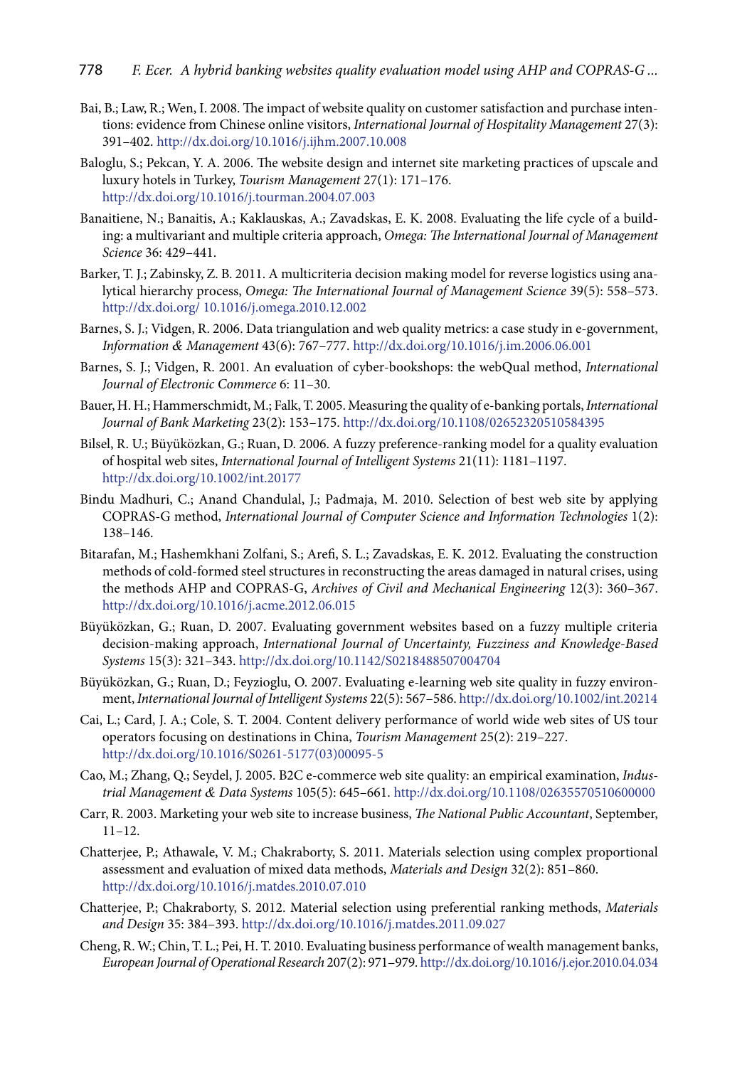Bai, B.; Law, R.; Wen, I. 2008. The impact of website quality on customer satisfaction and purchase intentions: evidence from Chinese online visitors, *International Journal of Hospitality Management* 27(3): 391–402. http://dx.doi.org/10.1016/j.ijhm.2007.10.008

Baloglu, S.; Pekcan, Y. A. 2006. The website design and internet site marketing practices of upscale and luxury hotels in Turkey, *Tourism Management* 27(1): 171–176. http://dx.doi.org/10.1016/j.tourman.2004.07.003

Banaitiene, N.; Banaitis, A.; Kaklauskas, A.; Zavadskas, E. K. 2008. Evaluating the life cycle of a building: a multivariant and multiple criteria approach, *Omega: The International Journal of Management Science* 36: 429–441.

Barker, T. J.; Zabinsky, Z. B. 2011. A multicriteria decision making model for reverse logistics using analytical hierarchy process, *Omega: The International Journal of Management Science* 39(5): 558–573. http://dx.doi.org/ 10.1016/j.omega.2010.12.002

Barnes, S. J.; Vidgen, R. 2006. Data triangulation and web quality metrics: a case study in e-government, *Information & Management* 43(6): 767–777. http://dx.doi.org/10.1016/j.im.2006.06.001

Barnes, S. J.; Vidgen, R. 2001. An evaluation of cyber-bookshops: the webQual method, *International Journal of Electronic Commerce* 6: 11–30.

Bauer, H. H.; Hammerschmidt, M.; Falk, T. 2005. Measuring the quality of e-banking portals, *International Journal of Bank Marketing* 23(2): 153–175. http://dx.doi.org/10.1108/02652320510584395

Bilsel, R. U.; Büyüközkan, G.; Ruan, D. 2006. A fuzzy preference-ranking model for a quality evaluation of hospital web sites, *International Journal of Intelligent Systems* 21(11): 1181–1197. http://dx.doi.org/10.1002/int.20177

Bindu Madhuri, C.; Anand Chandulal, J.; Padmaja, M. 2010. Selection of best web site by applying COPRAS-G method, *International Journal of Computer Science and Information Technologies* 1(2): 138–146.

Bitarafan, M.; Hashemkhani Zolfani, S.; Arefi, S. L.; Zavadskas, E. K. 2012. Evaluating the construction methods of cold-formed steel structures in reconstructing the areas damaged in natural crises, using the methods AHP and COPRAS-G, *Archives of Civil and Mechanical Engineering* 12(3): 360–367. http://dx.doi.org/10.1016/j.acme.2012.06.015

Büyüközkan, G.; Ruan, D. 2007. Evaluating government websites based on a fuzzy multiple criteria decision-making approach, *International Journal of Uncertainty, Fuzziness and Knowledge-Based Systems* 15(3): 321–343. http://dx.doi.org/10.1142/S0218488507004704

Büyüközkan, G.; Ruan, D.; Feyzioglu, O. 2007. Evaluating e-learning web site quality in fuzzy environment, *International Journal of Intelligent Systems* 22(5): 567–586. http://dx.doi.org/10.1002/int.20214

Cai, L.; Card, J. A.; Cole, S. T. 2004. Content delivery performance of world wide web sites of US tour operators focusing on destinations in China, *Tourism Management* 25(2): 219–227. http://dx.doi.org/10.1016/S0261-5177(03)00095-5

Cao, M.; Zhang, Q.; Seydel, J. 2005. B2C e-commerce web site quality: an empirical examination, *Industrial Management & Data Systems* 105(5): 645–661. http://dx.doi.org/10.1108/02635570510600000

Carr, R. 2003. Marketing your web site to increase business, *The National Public Accountant*, September, 11–12.

Chatterjee, P.; Athawale, V. M.; Chakraborty, S. 2011. Materials selection using complex proportional assessment and evaluation of mixed data methods, *Materials and Design* 32(2): 851–860. http://dx.doi.org/10.1016/j.matdes.2010.07.010

Chatterjee, P.; Chakraborty, S. 2012. Material selection using preferential ranking methods, *Materials and Design* 35: 384–393. http://dx.doi.org/10.1016/j.matdes.2011.09.027

Cheng, R. W.; Chin, T. L.; Pei, H. T. 2010. Evaluating business performance of wealth management banks, *European Journal of Operational Research* 207(2): 971–979. http://dx.doi.org/10.1016/j.ejor.2010.04.034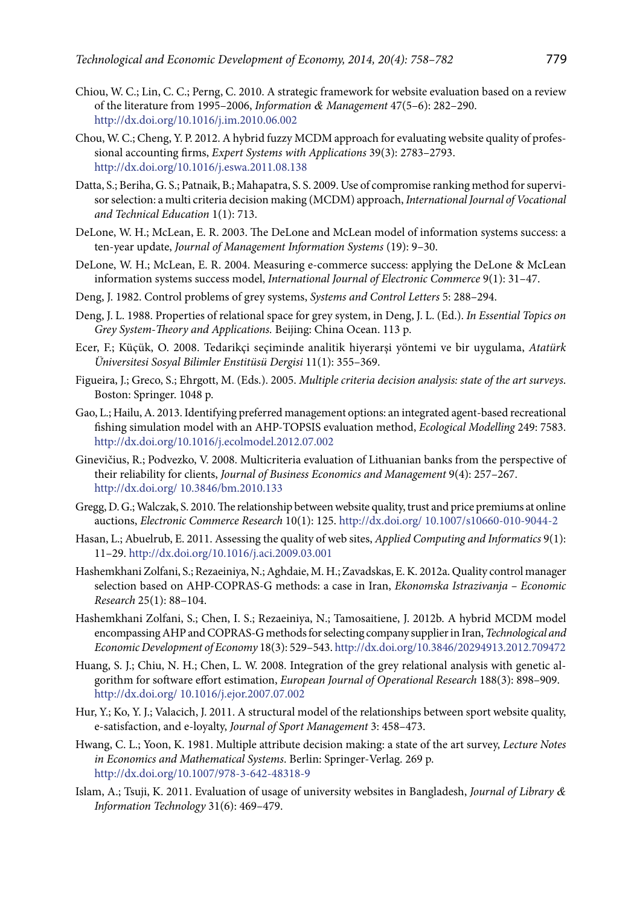Chiou, W. C.; Lin, C. C.; Perng, C. 2010. A strategic framework for website evaluation based on a review of the literature from 1995–2006, *Information & Management* 47(5–6): 282–290. http://dx.doi.org/10.1016/j.im.2010.06.002

Chou, W. C.; Cheng, Y. P. 2012. A hybrid fuzzy MCDM approach for evaluating website quality of professional accounting firms, *Expert Systems with Applications* 39(3): 2783–2793. http://dx.doi.org/10.1016/j.eswa.2011.08.138

Datta, S.; Beriha, G. S.; Patnaik, B.; Mahapatra, S. S. 2009. Use of compromise ranking method for supervisor selection: a multi criteria decision making (MCDM) approach, *International Journal of Vocational and Technical Education* 1(1): 713.

DeLone, W. H.; McLean, E. R. 2003. The DeLone and McLean model of information systems success: a ten-year update, *Journal of Management Information Systems* (19): 9–30.

DeLone, W. H.; McLean, E. R. 2004. Measuring e-commerce success: applying the DeLone & McLean information systems success model, *International Journal of Electronic Commerce* 9(1): 31–47.

Deng, J. 1982. Control problems of grey systems, *Systems and Control Letters* 5: 288–294.

Deng, J. L. 1988. Properties of relational space for grey system, in Deng, J. L. (Ed.). *In Essential Topics on Grey System-Theory and Applications.* Beijing: China Ocean. 113 p.

Ecer, F.; Küçük, O. 2008. Tedarikçi seçiminde analitik hiyerarşi yöntemi ve bir uygulama, *Atatürk Üniversitesi Sosyal Bilimler Enstitüsü Dergisi* 11(1): 355–369.

Figueira, J.; Greco, S.; Ehrgott, M. (Eds.). 2005. *Multiple criteria decision analysis: state of the art surveys*. Boston: Springer. 1048 p.

Gao, L.; Hailu, A. 2013. Identifying preferred management options: an integrated agent-based recreational fishing simulation model with an AHP-TOPSIS evaluation method, *Ecological Modelling* 249: 7583. http://dx.doi.org/10.1016/j.ecolmodel.2012.07.002

Ginevičius, R.; Podvezko, V. 2008. Multicriteria evaluation of Lithuanian banks from the perspective of their reliability for clients, *Journal of Business Economics and Management* 9(4): 257–267. http://dx.doi.org/ 10.3846/bm.2010.133

Gregg, D. G.; Walczak, S. 2010. The relationship between website quality, trust and price premiums at online auctions, *Electronic Commerce Research* 10(1): 125. http://dx.doi.org/ 10.1007/s10660-010-9044-2

Hasan, L.; Abuelrub, E. 2011. Assessing the quality of web sites, *Applied Computing and Informatics* 9(1): 11–29. http://dx.doi.org/10.1016/j.aci.2009.03.001

Hashemkhani Zolfani, S.; Rezaeiniya, N.; Aghdaie, M. H.; Zavadskas, E. K. 2012a. Quality control manager selection based on AHP-COPRAS-G methods: a case in Iran, *Ekonomska Istrazivanja – Economic Research* 25(1): 88–104.

Hashemkhani Zolfani, S.; Chen, I. S.; Rezaeiniya, N.; Tamosaitiene, J. 2012b. A hybrid MCDM model encompassing AHP and COPRAS-G methods for selecting company supplier in Iran, *Technological and Economic Development of Economy* 18(3): 529–543. http://dx.doi.org/10.3846/20294913.2012.709472

Huang, S. J.; Chiu, N. H.; Chen, L. W. 2008. Integration of the grey relational analysis with genetic algorithm for software effort estimation, *European Journal of Operational Research* 188(3): 898–909. http://dx.doi.org/ 10.1016/j.ejor.2007.07.002

Hur, Y.; Ko, Y. J.; Valacich, J. 2011. A structural model of the relationships between sport website quality, e-satisfaction, and e-loyalty, *Journal of Sport Management* 3: 458–473.

Hwang, C. L.; Yoon, K. 1981. Multiple attribute decision making: a state of the art survey, *Lecture Notes in Economics and Mathematical Systems*. Berlin: Springer-Verlag. 269 p. http://dx.doi.org/10.1007/978-3-642-48318-9

Islam, A.; Tsuji, K. 2011. Evaluation of usage of university websites in Bangladesh, *Journal of Library & Information Technology* 31(6): 469–479.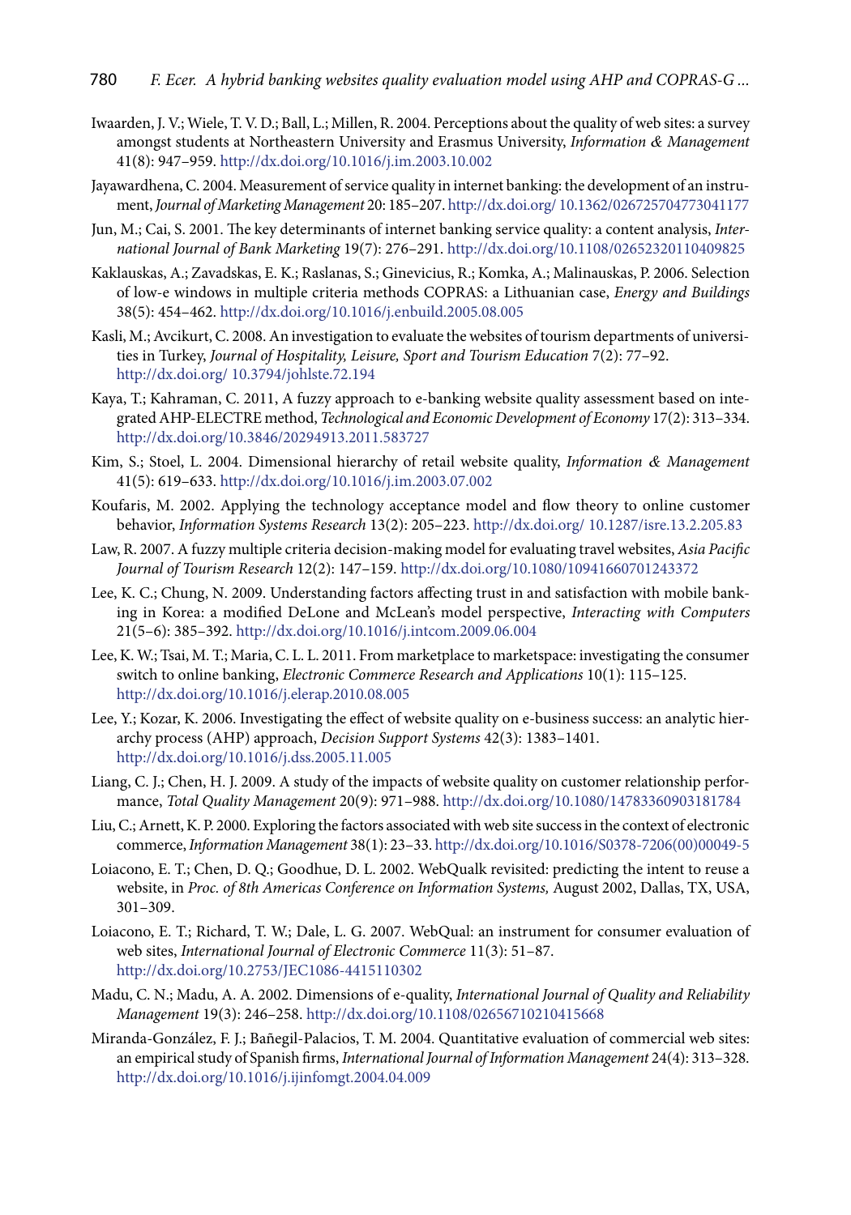Iwaarden, J. V.; Wiele, T. V. D.; Ball, L.; Millen, R. 2004. Perceptions about the quality of web sites: a survey amongst students at Northeastern University and Erasmus University, *Information & Management* 41(8): 947–959. http://dx.doi.org/10.1016/j.im.2003.10.002

Jayawardhena, C. 2004. Measurement of service quality in internet banking: the development of an instrument, *Journal of Marketing Management* 20: 185–207. http://dx.doi.org/ 10.1362/026725704773041177

Jun, M.; Cai, S. 2001. The key determinants of internet banking service quality: a content analysis, *International Journal of Bank Marketing* 19(7): 276–291. http://dx.doi.org/10.1108/02652320110409825

Kaklauskas, A.; Zavadskas, E. K.; Raslanas, S.; Ginevicius, R.; Komka, A.; Malinauskas, P. 2006. Selection of low-e windows in multiple criteria methods COPRAS: a Lithuanian case, *Energy and Buildings* 38(5): 454–462. http://dx.doi.org/10.1016/j.enbuild.2005.08.005

Kasli, M.; Avcikurt, C. 2008. An investigation to evaluate the websites of tourism departments of universities in Turkey, *Journal of Hospitality, Leisure, Sport and Tourism Education* 7(2): 77–92. http://dx.doi.org/ 10.3794/johlste.72.194

Kaya, T.; Kahraman, C. 2011, A fuzzy approach to e-banking website quality assessment based on integrated AHP-ELECTRE method, *Technological and Economic Development of Economy* 17(2): 313–334. http://dx.doi.org/10.3846/20294913.2011.583727

Kim, S.; Stoel, L. 2004. Dimensional hierarchy of retail website quality, *Information & Management* 41(5): 619–633. http://dx.doi.org/10.1016/j.im.2003.07.002

Koufaris, M. 2002. Applying the technology acceptance model and flow theory to online customer behavior, *Information Systems Research* 13(2): 205–223. http://dx.doi.org/ 10.1287/isre.13.2.205.83

Law, R. 2007. A fuzzy multiple criteria decision-making model for evaluating travel websites, *Asia Pacific Journal of Tourism Research* 12(2): 147–159. http://dx.doi.org/10.1080/10941660701243372

Lee, K. C.; Chung, N. 2009. Understanding factors affecting trust in and satisfaction with mobile banking in Korea: a modified DeLone and McLean's model perspective, *Interacting with Computers* 21(5–6): 385–392. http://dx.doi.org/10.1016/j.intcom.2009.06.004

Lee, K. W.; Tsai, M. T.; Maria, C. L. L. 2011. From marketplace to marketspace: investigating the consumer switch to online banking, *Electronic Commerce Research and Applications* 10(1): 115–125. http://dx.doi.org/10.1016/j.elerap.2010.08.005

Lee, Y.; Kozar, K. 2006. Investigating the effect of website quality on e-business success: an analytic hierarchy process (AHP) approach, *Decision Support Systems* 42(3): 1383–1401. http://dx.doi.org/10.1016/j.dss.2005.11.005

Liang, C. J.; Chen, H. J. 2009. A study of the impacts of website quality on customer relationship performance, *Total Quality Management* 20(9): 971–988. http://dx.doi.org/10.1080/14783360903181784

Liu, C.; Arnett, K. P. 2000. Exploring the factors associated with web site success in the context of electronic commerce, *Information Management* 38(1): 23–33. http://dx.doi.org/10.1016/S0378-7206(00)00049-5

Loiacono, E. T.; Chen, D. Q.; Goodhue, D. L. 2002. WebQualk revisited: predicting the intent to reuse a website, in *Proc. of 8th Americas Conference on Information Systems,* August 2002, Dallas, TX, USA, 301–309.

Loiacono, E. T.; Richard, T. W.; Dale, L. G. 2007. WebQual: an instrument for consumer evaluation of web sites, *International Journal of Electronic Commerce* 11(3): 51–87. http://dx.doi.org/10.2753/JEC1086-4415110302

Madu, C. N.; Madu, A. A. 2002. Dimensions of e-quality, *International Journal of Quality and Reliability Management* 19(3): 246–258. http://dx.doi.org/10.1108/02656710210415668

Miranda-González, F. J.; Bañegil-Palacios, T. M. 2004. Quantitative evaluation of commercial web sites: an empirical study of Spanish firms, *International Journal of Information Management* 24(4): 313–328. http://dx.doi.org/10.1016/j.ijinfomgt.2004.04.009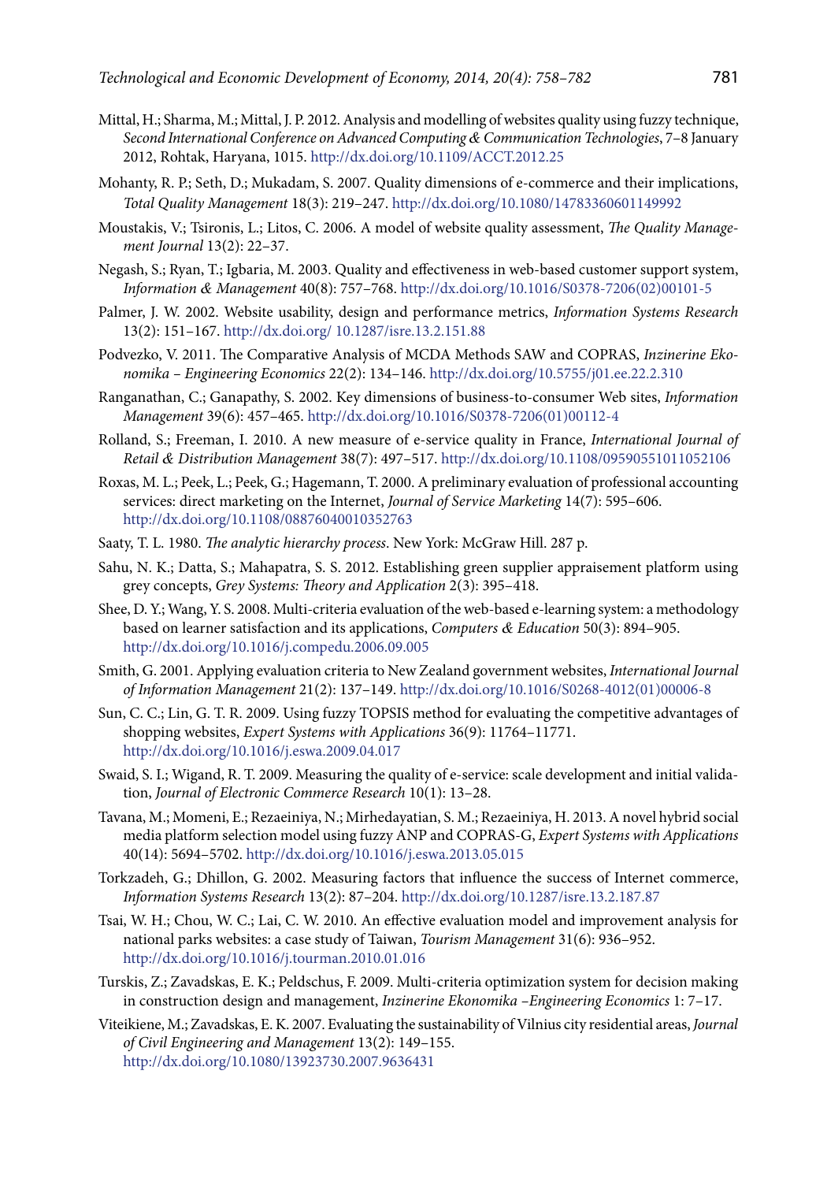Mittal, H.; Sharma, M.; Mittal, J. P. 2012. Analysis and modelling of websites quality using fuzzy technique, *Second International Conference on Advanced Computing & Communication Technologies*, 7–8 January 2012, Rohtak, Haryana, 1015. http://dx.doi.org/10.1109/ACCT.2012.25

Mohanty, R. P.; Seth, D.; Mukadam, S. 2007. Quality dimensions of e-commerce and their implications, *Total Quality Management* 18(3): 219–247. http://dx.doi.org/10.1080/14783360601149992

Moustakis, V.; Tsironis, L.; Litos, C. 2006. A model of website quality assessment, *The Quality Management Journal* 13(2): 22–37.

Negash, S.; Ryan, T.; Igbaria, M. 2003. Quality and effectiveness in web-based customer support system, *Information & Management* 40(8): 757–768. http://dx.doi.org/10.1016/S0378-7206(02)00101-5

Palmer, J. W. 2002. Website usability, design and performance metrics, *Information Systems Research* 13(2): 151–167. http://dx.doi.org/ 10.1287/isre.13.2.151.88

Podvezko, V. 2011. The Comparative Analysis of MCDA Methods SAW and COPRAS, *Inzinerine Ekonomika – Engineering Economics* 22(2): 134–146. http://dx.doi.org/10.5755/j01.ee.22.2.310

Ranganathan, C.; Ganapathy, S. 2002. Key dimensions of business-to-consumer Web sites, *Information Management* 39(6): 457–465. http://dx.doi.org/10.1016/S0378-7206(01)00112-4

Rolland, S.; Freeman, I. 2010. A new measure of e-service quality in France, *International Journal of Retail & Distribution Management* 38(7): 497–517. http://dx.doi.org/10.1108/09590551011052106

Roxas, M. L.; Peek, L.; Peek, G.; Hagemann, T. 2000. A preliminary evaluation of professional accounting services: direct marketing on the Internet, *Journal of Service Marketing* 14(7): 595–606. http://dx.doi.org/10.1108/08876040010352763

Saaty, T. L. 1980. *The analytic hierarchy process*. New York: McGraw Hill. 287 p.

Sahu, N. K.; Datta, S.; Mahapatra, S. S. 2012. Establishing green supplier appraisement platform using grey concepts, *Grey Systems: Theory and Application* 2(3): 395–418.

Shee, D. Y.; Wang, Y. S. 2008. Multi-criteria evaluation of the web-based e-learning system: a methodology based on learner satisfaction and its applications, *Computers & Education* 50(3): 894–905. http://dx.doi.org/10.1016/j.compedu.2006.09.005

Smith, G. 2001. Applying evaluation criteria to New Zealand government websites, *International Journal of Information Management* 21(2): 137–149. http://dx.doi.org/10.1016/S0268-4012(01)00006-8

Sun, C. C.; Lin, G. T. R. 2009. Using fuzzy TOPSIS method for evaluating the competitive advantages of shopping websites, *Expert Systems with Applications* 36(9): 11764–11771. http://dx.doi.org/10.1016/j.eswa.2009.04.017

Swaid, S. I.; Wigand, R. T. 2009. Measuring the quality of e-service: scale development and initial validation, *Journal of Electronic Commerce Research* 10(1): 13–28.

Tavana, M.; Momeni, E.; Rezaeiniya, N.; Mirhedayatian, S. M.; Rezaeiniya, H. 2013. A novel hybrid social media platform selection model using fuzzy ANP and COPRAS-G, *Expert Systems with Applications* 40(14): 5694–5702. http://dx.doi.org/10.1016/j.eswa.2013.05.015

Torkzadeh, G.; Dhillon, G. 2002. Measuring factors that influence the success of Internet commerce, *Information Systems Research* 13(2): 87–204. http://dx.doi.org/10.1287/isre.13.2.187.87

Tsai, W. H.; Chou, W. C.; Lai, C. W. 2010. An effective evaluation model and improvement analysis for national parks websites: a case study of Taiwan, *Tourism Management* 31(6): 936–952. http://dx.doi.org/10.1016/j.tourman.2010.01.016

Turskis, Z.; Zavadskas, E. K.; Peldschus, F. 2009. Multi-criteria optimization system for decision making in construction design and management, *Inzinerine Ekonomika –Engineering Economics* 1: 7–17.

Viteikiene, M.; Zavadskas, E. K. 2007. Evaluating the sustainability of Vilnius city residential areas, *Journal of Civil Engineering and Management* 13(2): 149–155. http://dx.doi.org/10.1080/13923730.2007.9636431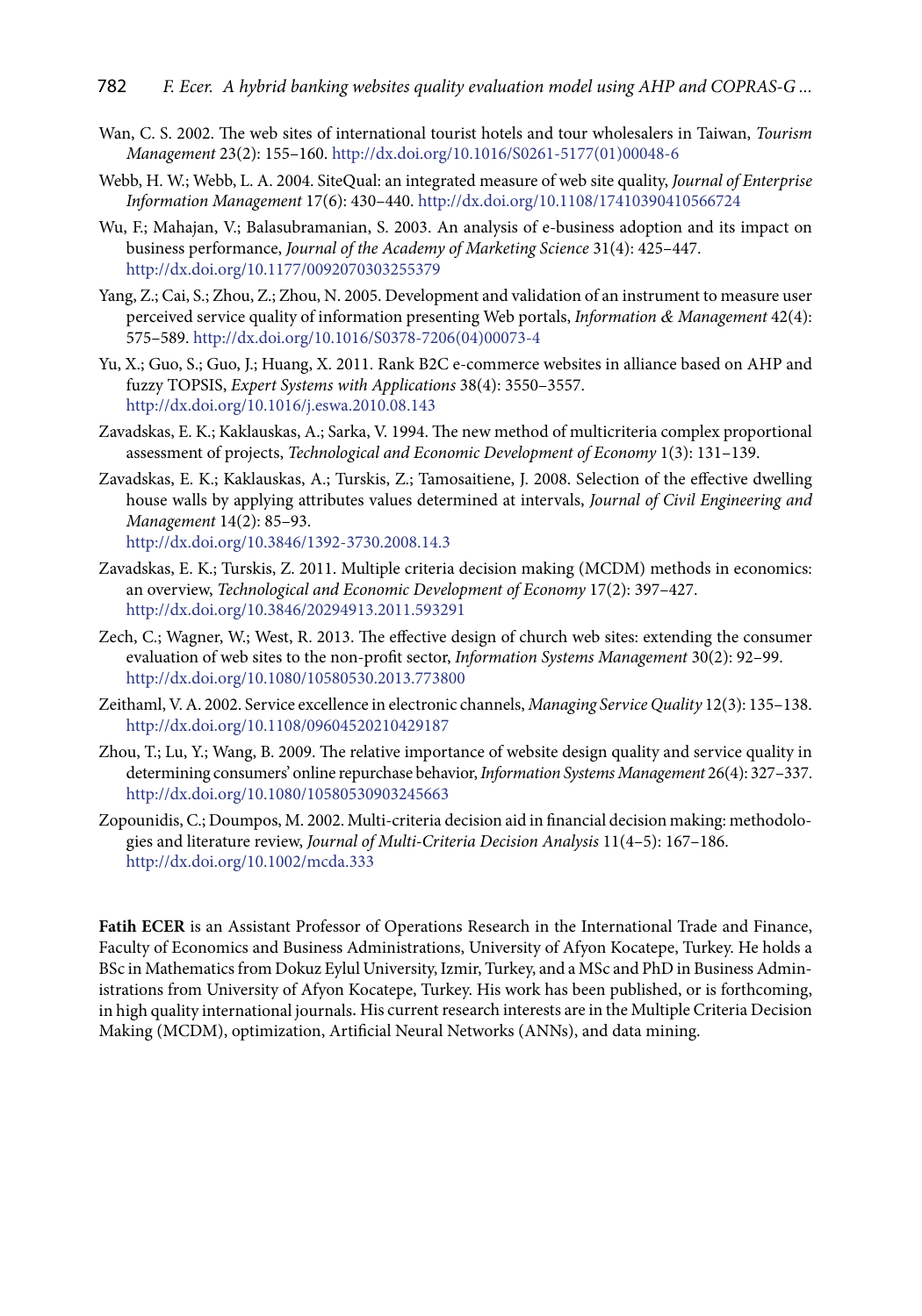Wan, C. S. 2002. The web sites of international tourist hotels and tour wholesalers in Taiwan, *Tourism Management* 23(2): 155–160. http://dx.doi.org/10.1016/S0261-5177(01)00048-6

Webb, H. W.; Webb, L. A. 2004. SiteQual: an integrated measure of web site quality, *Journal of Enterprise Information Management* 17(6): 430–440. http://dx.doi.org/10.1108/17410390410566724

Wu, F.; Mahajan, V.; Balasubramanian, S. 2003. An analysis of e-business adoption and its impact on business performance, *Journal of the Academy of Marketing Science* 31(4): 425–447. http://dx.doi.org/10.1177/0092070303255379

Yang, Z.; Cai, S.; Zhou, Z.; Zhou, N. 2005. Development and validation of an instrument to measure user perceived service quality of information presenting Web portals, *Information & Management* 42(4): 575–589. http://dx.doi.org/10.1016/S0378-7206(04)00073-4

Yu, X.; Guo, S.; Guo, J.; Huang, X. 2011. Rank B2C e-commerce websites in alliance based on AHP and fuzzy TOPSIS, *Expert Systems with Applications* 38(4): 3550–3557. http://dx.doi.org/10.1016/j.eswa.2010.08.143

Zavadskas, E. K.; Kaklauskas, A.; Sarka, V. 1994. The new method of multicriteria complex proportional assessment of projects, *Technological and Economic Development of Economy* 1(3): 131–139.

Zavadskas, E. K.; Kaklauskas, A.; Turskis, Z.; Tamosaitiene, J. 2008. Selection of the effective dwelling house walls by applying attributes values determined at intervals, *Journal of Civil Engineering and Management* 14(2): 85–93. http://dx.doi.org/10.3846/1392-3730.2008.14.3

Zavadskas, E. K.; Turskis, Z. 2011. Multiple criteria decision making (MCDM) methods in economics: an overview, *Technological and Economic Development of Economy* 17(2): 397–427. http://dx.doi.org/10.3846/20294913.2011.593291

Zech, C.; Wagner, W.; West, R. 2013. The effective design of church web sites: extending the consumer evaluation of web sites to the non-profit sector, *Information Systems Management* 30(2): 92–99. http://dx.doi.org/10.1080/10580530.2013.773800

Zeithaml, V. A. 2002. Service excellence in electronic channels, *Managing Service Quality* 12(3): 135–138. http://dx.doi.org/10.1108/09604520210429187

Zhou, T.; Lu, Y.; Wang, B. 2009. The relative importance of website design quality and service quality in determining consumers' online repurchase behavior, *Information Systems Management* 26(4): 327–337. http://dx.doi.org/10.1080/10580530903245663

Zopounidis, C.; Doumpos, M. 2002. Multi-criteria decision aid in financial decision making: methodologies and literature review, *Journal of Multi-Criteria Decision Analysis* 11(4–5): 167–186. http://dx.doi.org/10.1002/mcda.333

**Fatih ECER** is an Assistant Professor of Operations Research in the International Trade and Finance, Faculty of Economics and Business Administrations, University of Afyon Kocatepe, Turkey. He holds a BSc in Mathematics from Dokuz Eylul University, Izmir, Turkey, and a MSc and PhD in Business Administrations from University of Afyon Kocatepe, Turkey. His work has been published, or is forthcoming, in high quality international journals. His current research interests are in the Multiple Criteria Decision Making (MCDM), optimization, Artificial Neural Networks (ANNs), and data mining.